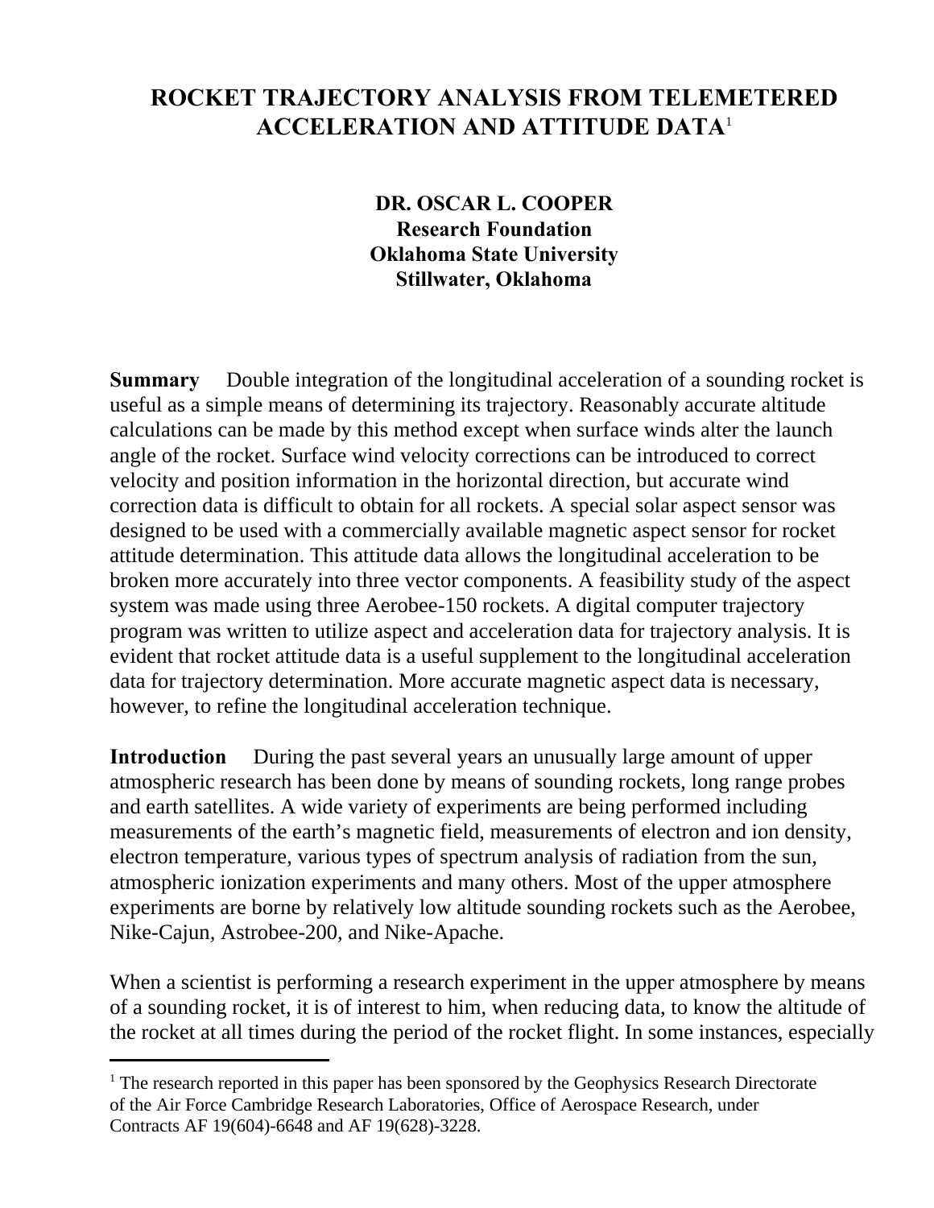# ROCKET TRAJECTORY ANALYSIS FROM TELEMETERED ACCELERATION AND ATTITUDE DATA[1]

**DR. OSCAR L. COOPER**
**Research Foundation**
**Oklahoma State University**
**Stillwater, Oklahoma**

**Summary** Double integration of the longitudinal acceleration of a sounding rocket is useful as a simple means of determining its trajectory. Reasonably accurate altitude calculations can be made by this method except when surface winds alter the launch angle of the rocket. Surface wind velocity corrections can be introduced to correct velocity and position information in the horizontal direction, but accurate wind correction data is difficult to obtain for all rockets. A special solar aspect sensor was designed to be used with a commercially available magnetic aspect sensor for rocket attitude determination. This attitude data allows the longitudinal acceleration to be broken more accurately into three vector components. A feasibility study of the aspect system was made using three Aerobee-150 rockets. A digital computer trajectory program was written to utilize aspect and acceleration data for trajectory analysis. It is evident that rocket attitude data is a useful supplement to the longitudinal acceleration data for trajectory determination. More accurate magnetic aspect data is necessary, however, to refine the longitudinal acceleration technique.

**Introduction** During the past several years an unusually large amount of upper atmospheric research has been done by means of sounding rockets, long range probes and earth satellites. A wide variety of experiments are being performed including measurements of the earth's magnetic field, measurements of electron and ion density, electron temperature, various types of spectrum analysis of radiation from the sun, atmospheric ionization experiments and many others. Most of the upper atmosphere experiments are borne by relatively low altitude sounding rockets such as the Aerobee, Nike-Cajun, Astrobee-200, and Nike-Apache.

When a scientist is performing a research experiment in the upper atmosphere by means of a sounding rocket, it is of interest to him, when reducing data, to know the altitude of the rocket at all times during the period of the rocket flight. In some instances, especially

---

[1] The research reported in this paper has been sponsored by the Geophysics Research Directorate of the Air Force Cambridge Research Laboratories, Office of Aerospace Research, under Contracts AF 19(604)-6648 and AF 19(628)-3228.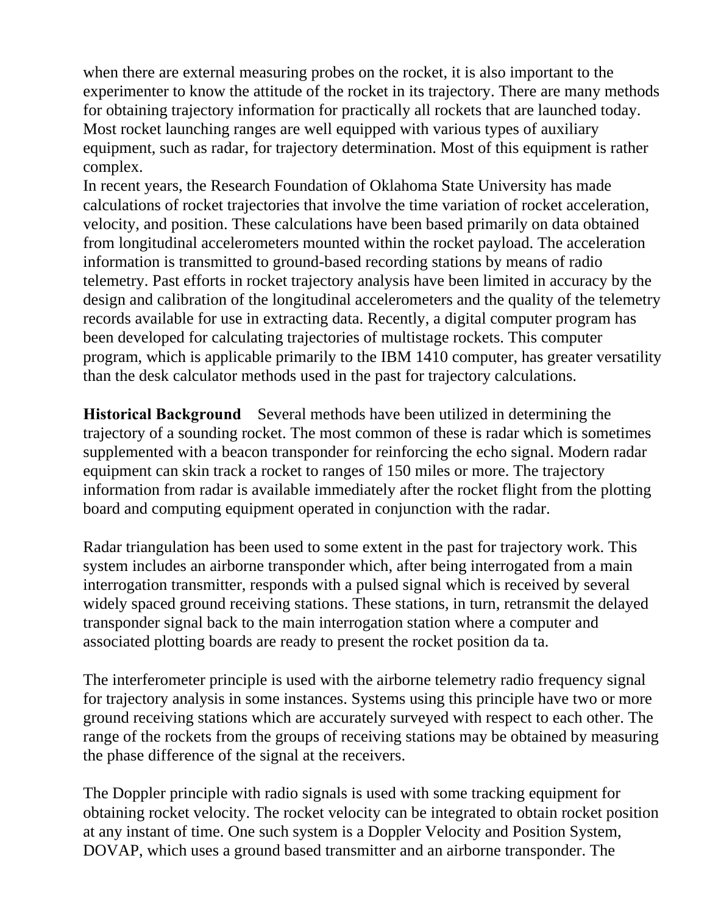when there are external measuring probes on the rocket, it is also important to the experimenter to know the attitude of the rocket in its trajectory. There are many methods for obtaining trajectory information for practically all rockets that are launched today. Most rocket launching ranges are well equipped with various types of auxiliary equipment, such as radar, for trajectory determination. Most of this equipment is rather complex.

In recent years, the Research Foundation of Oklahoma State University has made calculations of rocket trajectories that involve the time variation of rocket acceleration, velocity, and position. These calculations have been based primarily on data obtained from longitudinal accelerometers mounted within the rocket payload. The acceleration information is transmitted to ground-based recording stations by means of radio telemetry. Past efforts in rocket trajectory analysis have been limited in accuracy by the design and calibration of the longitudinal accelerometers and the quality of the telemetry records available for use in extracting data. Recently, a digital computer program has been developed for calculating trajectories of multistage rockets. This computer program, which is applicable primarily to the IBM 1410 computer, has greater versatility than the desk calculator methods used in the past for trajectory calculations.

**Historical Background** Several methods have been utilized in determining the trajectory of a sounding rocket. The most common of these is radar which is sometimes supplemented with a beacon transponder for reinforcing the echo signal. Modern radar equipment can skin track a rocket to ranges of 150 miles or more. The trajectory information from radar is available immediately after the rocket flight from the plotting board and computing equipment operated in conjunction with the radar.

Radar triangulation has been used to some extent in the past for trajectory work. This system includes an airborne transponder which, after being interrogated from a main interrogation transmitter, responds with a pulsed signal which is received by several widely spaced ground receiving stations. These stations, in turn, retransmit the delayed transponder signal back to the main interrogation station where a computer and associated plotting boards are ready to present the rocket position da ta.

The interferometer principle is used with the airborne telemetry radio frequency signal for trajectory analysis in some instances. Systems using this principle have two or more ground receiving stations which are accurately surveyed with respect to each other. The range of the rockets from the groups of receiving stations may be obtained by measuring the phase difference of the signal at the receivers.

The Doppler principle with radio signals is used with some tracking equipment for obtaining rocket velocity. The rocket velocity can be integrated to obtain rocket position at any instant of time. One such system is a Doppler Velocity and Position System, DOVAP, which uses a ground based transmitter and an airborne transponder. The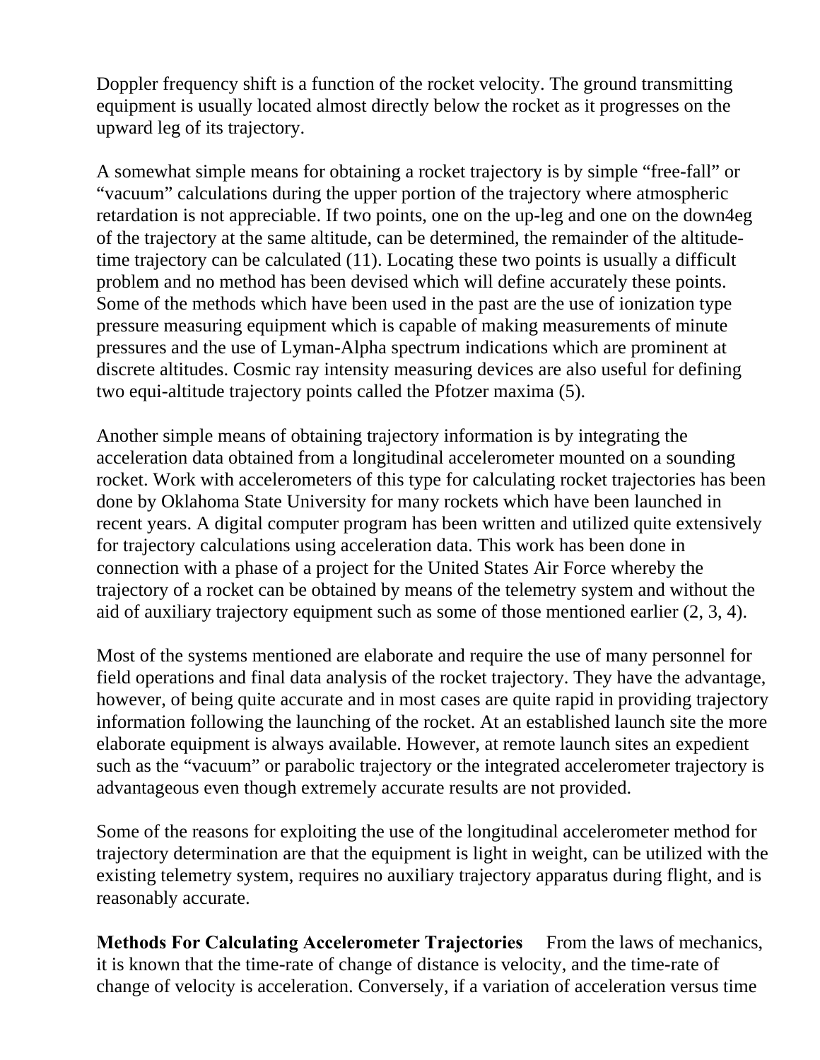Doppler frequency shift is a function of the rocket velocity. The ground transmitting equipment is usually located almost directly below the rocket as it progresses on the upward leg of its trajectory.

A somewhat simple means for obtaining a rocket trajectory is by simple "free-fall" or "vacuum" calculations during the upper portion of the trajectory where atmospheric retardation is not appreciable. If two points, one on the up-leg and one on the down4eg of the trajectory at the same altitude, can be determined, the remainder of the altitude-time trajectory can be calculated (11). Locating these two points is usually a difficult problem and no method has been devised which will define accurately these points. Some of the methods which have been used in the past are the use of ionization type pressure measuring equipment which is capable of making measurements of minute pressures and the use of Lyman-Alpha spectrum indications which are prominent at discrete altitudes. Cosmic ray intensity measuring devices are also useful for defining two equi-altitude trajectory points called the Pfotzer maxima (5).

Another simple means of obtaining trajectory information is by integrating the acceleration data obtained from a longitudinal accelerometer mounted on a sounding rocket. Work with accelerometers of this type for calculating rocket trajectories has been done by Oklahoma State University for many rockets which have been launched in recent years. A digital computer program has been written and utilized quite extensively for trajectory calculations using acceleration data. This work has been done in connection with a phase of a project for the United States Air Force whereby the trajectory of a rocket can be obtained by means of the telemetry system and without the aid of auxiliary trajectory equipment such as some of those mentioned earlier (2, 3, 4).

Most of the systems mentioned are elaborate and require the use of many personnel for field operations and final data analysis of the rocket trajectory. They have the advantage, however, of being quite accurate and in most cases are quite rapid in providing trajectory information following the launching of the rocket. At an established launch site the more elaborate equipment is always available. However, at remote launch sites an expedient such as the "vacuum" or parabolic trajectory or the integrated accelerometer trajectory is advantageous even though extremely accurate results are not provided.

Some of the reasons for exploiting the use of the longitudinal accelerometer method for trajectory determination are that the equipment is light in weight, can be utilized with the existing telemetry system, requires no auxiliary trajectory apparatus during flight, and is reasonably accurate.

**Methods For Calculating Accelerometer Trajectories** From the laws of mechanics, it is known that the time-rate of change of distance is velocity, and the time-rate of change of velocity is acceleration. Conversely, if a variation of acceleration versus time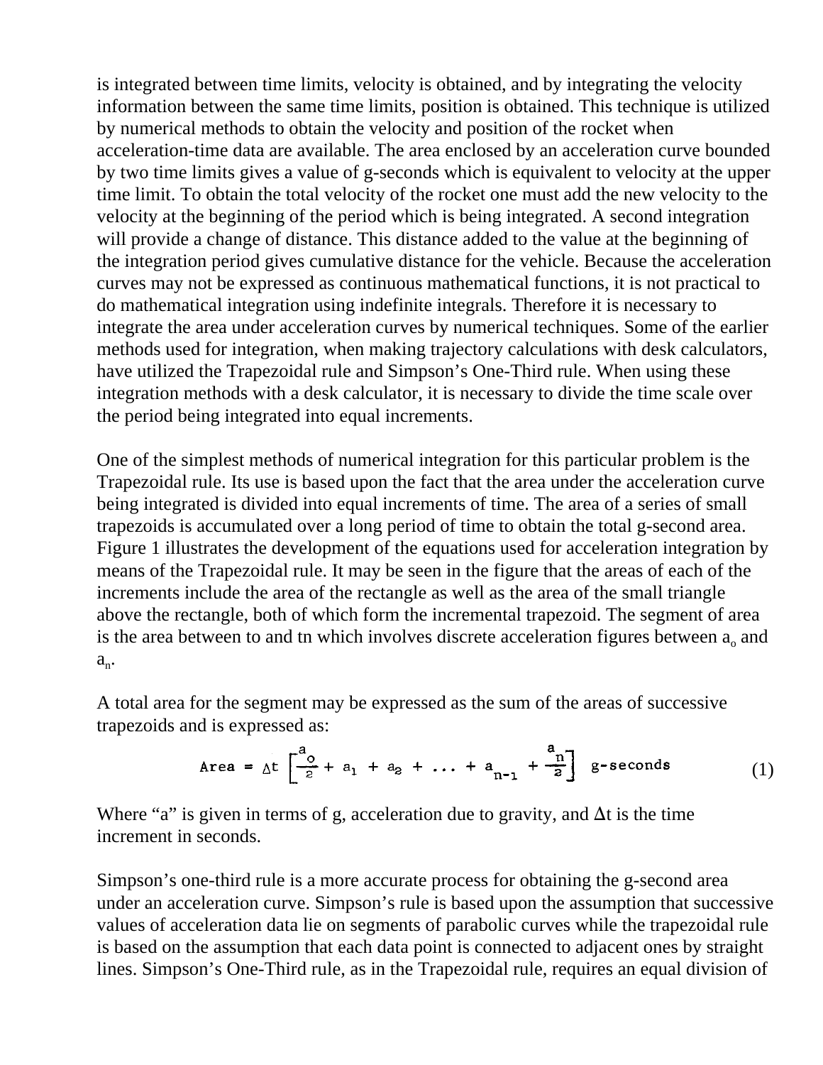is integrated between time limits, velocity is obtained, and by integrating the velocity information between the same time limits, position is obtained. This technique is utilized by numerical methods to obtain the velocity and position of the rocket when acceleration-time data are available. The area enclosed by an acceleration curve bounded by two time limits gives a value of g-seconds which is equivalent to velocity at the upper time limit. To obtain the total velocity of the rocket one must add the new velocity to the velocity at the beginning of the period which is being integrated. A second integration will provide a change of distance. This distance added to the value at the beginning of the integration period gives cumulative distance for the vehicle. Because the acceleration curves may not be expressed as continuous mathematical functions, it is not practical to do mathematical integration using indefinite integrals. Therefore it is necessary to integrate the area under acceleration curves by numerical techniques. Some of the earlier methods used for integration, when making trajectory calculations with desk calculators, have utilized the Trapezoidal rule and Simpson's One-Third rule. When using these integration methods with a desk calculator, it is necessary to divide the time scale over the period being integrated into equal increments.

One of the simplest methods of numerical integration for this particular problem is the Trapezoidal rule. Its use is based upon the fact that the area under the acceleration curve being integrated is divided into equal increments of time. The area of a series of small trapezoids is accumulated over a long period of time to obtain the total g-second area. Figure 1 illustrates the development of the equations used for acceleration integration by means of the Trapezoidal rule. It may be seen in the figure that the areas of each of the increments include the area of the rectangle as well as the area of the small triangle above the rectangle, both of which form the incremental trapezoid. The segment of area is the area between to and tn which involves discrete acceleration figures between $a_o$ and $a_n$.

A total area for the segment may be expressed as the sum of the areas of successive trapezoids and is expressed as:

$$\text{Area} = \Delta t \left[ \frac{a_o}{2} + a_1 + a_2 + \ldots + a_{n-1} + \frac{a_n}{2} \right] \text{ g-seconds} \qquad (1)$$

Where "a" is given in terms of g, acceleration due to gravity, and $\Delta$t is the time increment in seconds.

Simpson's one-third rule is a more accurate process for obtaining the g-second area under an acceleration curve. Simpson's rule is based upon the assumption that successive values of acceleration data lie on segments of parabolic curves while the trapezoidal rule is based on the assumption that each data point is connected to adjacent ones by straight lines. Simpson's One-Third rule, as in the Trapezoidal rule, requires an equal division of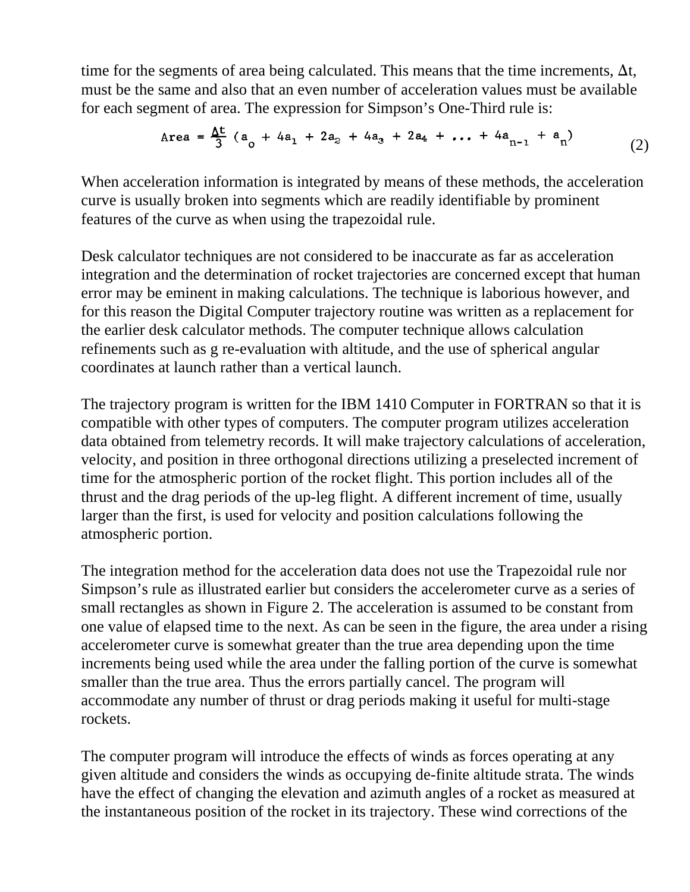time for the segments of area being calculated. This means that the time increments, $\Delta t$, must be the same and also that an even number of acceleration values must be available for each segment of area. The expression for Simpson's One-Third rule is:

$$\text{Area} = \frac{\Delta t}{3}\left(a_0 + 4a_1 + 2a_2 + 4a_3 + 2a_4 + \ldots + 4a_{n-1} + a_n\right) \tag{2}$$

When acceleration information is integrated by means of these methods, the acceleration curve is usually broken into segments which are readily identifiable by prominent features of the curve as when using the trapezoidal rule.

Desk calculator techniques are not considered to be inaccurate as far as acceleration integration and the determination of rocket trajectories are concerned except that human error may be eminent in making calculations. The technique is laborious however, and for this reason the Digital Computer trajectory routine was written as a replacement for the earlier desk calculator methods. The computer technique allows calculation refinements such as g re-evaluation with altitude, and the use of spherical angular coordinates at launch rather than a vertical launch.

The trajectory program is written for the IBM 1410 Computer in FORTRAN so that it is compatible with other types of computers. The computer program utilizes acceleration data obtained from telemetry records. It will make trajectory calculations of acceleration, velocity, and position in three orthogonal directions utilizing a preselected increment of time for the atmospheric portion of the rocket flight. This portion includes all of the thrust and the drag periods of the up-leg flight. A different increment of time, usually larger than the first, is used for velocity and position calculations following the atmospheric portion.

The integration method for the acceleration data does not use the Trapezoidal rule nor Simpson's rule as illustrated earlier but considers the accelerometer curve as a series of small rectangles as shown in Figure 2. The acceleration is assumed to be constant from one value of elapsed time to the next. As can be seen in the figure, the area under a rising accelerometer curve is somewhat greater than the true area depending upon the time increments being used while the area under the falling portion of the curve is somewhat smaller than the true area. Thus the errors partially cancel. The program will accommodate any number of thrust or drag periods making it useful for multi-stage rockets.

The computer program will introduce the effects of winds as forces operating at any given altitude and considers the winds as occupying de-finite altitude strata. The winds have the effect of changing the elevation and azimuth angles of a rocket as measured at the instantaneous position of the rocket in its trajectory. These wind corrections of the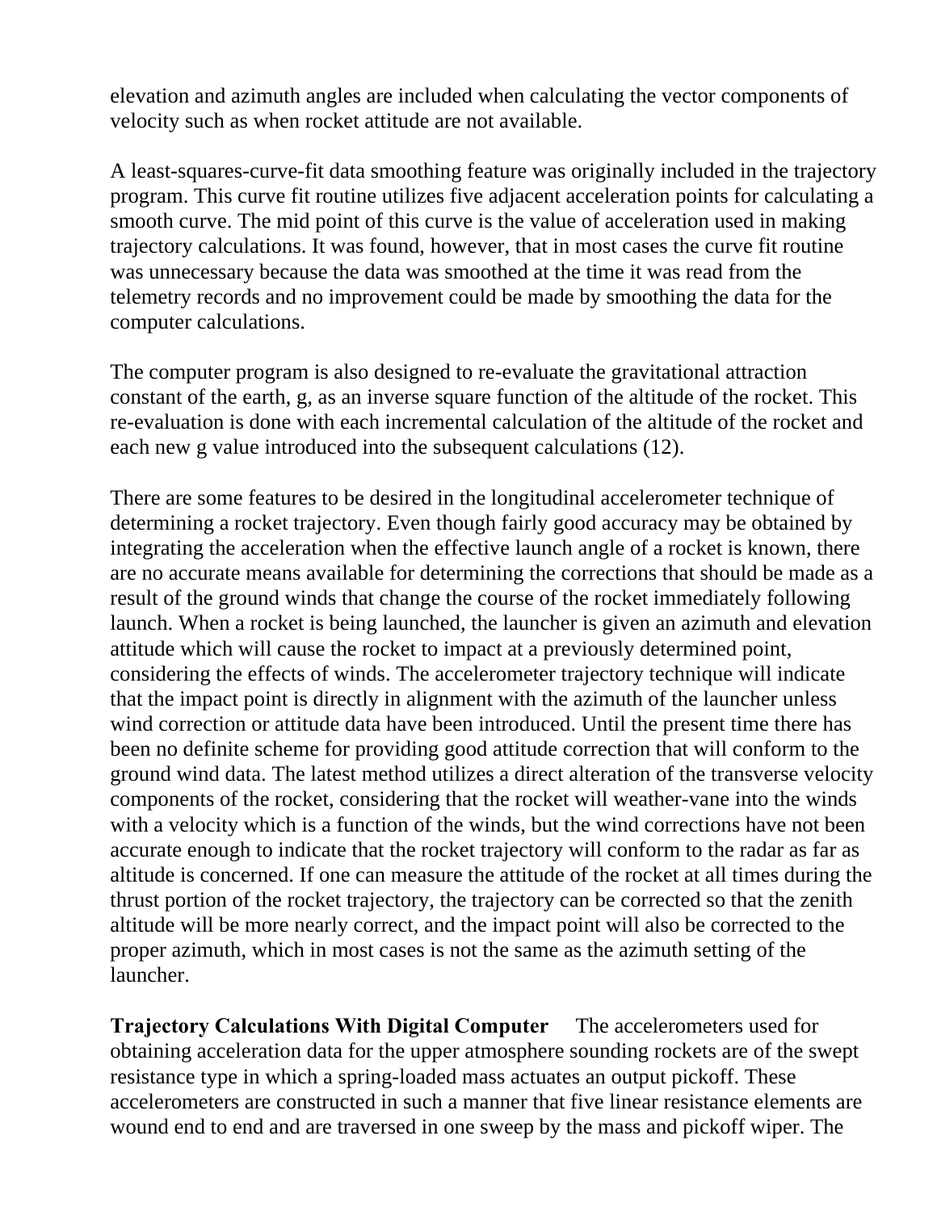elevation and azimuth angles are included when calculating the vector components of velocity such as when rocket attitude are not available.

A least-squares-curve-fit data smoothing feature was originally included in the trajectory program. This curve fit routine utilizes five adjacent acceleration points for calculating a smooth curve. The mid point of this curve is the value of acceleration used in making trajectory calculations. It was found, however, that in most cases the curve fit routine was unnecessary because the data was smoothed at the time it was read from the telemetry records and no improvement could be made by smoothing the data for the computer calculations.

The computer program is also designed to re-evaluate the gravitational attraction constant of the earth, g, as an inverse square function of the altitude of the rocket. This re-evaluation is done with each incremental calculation of the altitude of the rocket and each new g value introduced into the subsequent calculations (12).

There are some features to be desired in the longitudinal accelerometer technique of determining a rocket trajectory. Even though fairly good accuracy may be obtained by integrating the acceleration when the effective launch angle of a rocket is known, there are no accurate means available for determining the corrections that should be made as a result of the ground winds that change the course of the rocket immediately following launch. When a rocket is being launched, the launcher is given an azimuth and elevation attitude which will cause the rocket to impact at a previously determined point, considering the effects of winds. The accelerometer trajectory technique will indicate that the impact point is directly in alignment with the azimuth of the launcher unless wind correction or attitude data have been introduced. Until the present time there has been no definite scheme for providing good attitude correction that will conform to the ground wind data. The latest method utilizes a direct alteration of the transverse velocity components of the rocket, considering that the rocket will weather-vane into the winds with a velocity which is a function of the winds, but the wind corrections have not been accurate enough to indicate that the rocket trajectory will conform to the radar as far as altitude is concerned. If one can measure the attitude of the rocket at all times during the thrust portion of the rocket trajectory, the trajectory can be corrected so that the zenith altitude will be more nearly correct, and the impact point will also be corrected to the proper azimuth, which in most cases is not the same as the azimuth setting of the launcher.

**Trajectory Calculations With Digital Computer** The accelerometers used for obtaining acceleration data for the upper atmosphere sounding rockets are of the swept resistance type in which a spring-loaded mass actuates an output pickoff. These accelerometers are constructed in such a manner that five linear resistance elements are wound end to end and are traversed in one sweep by the mass and pickoff wiper. The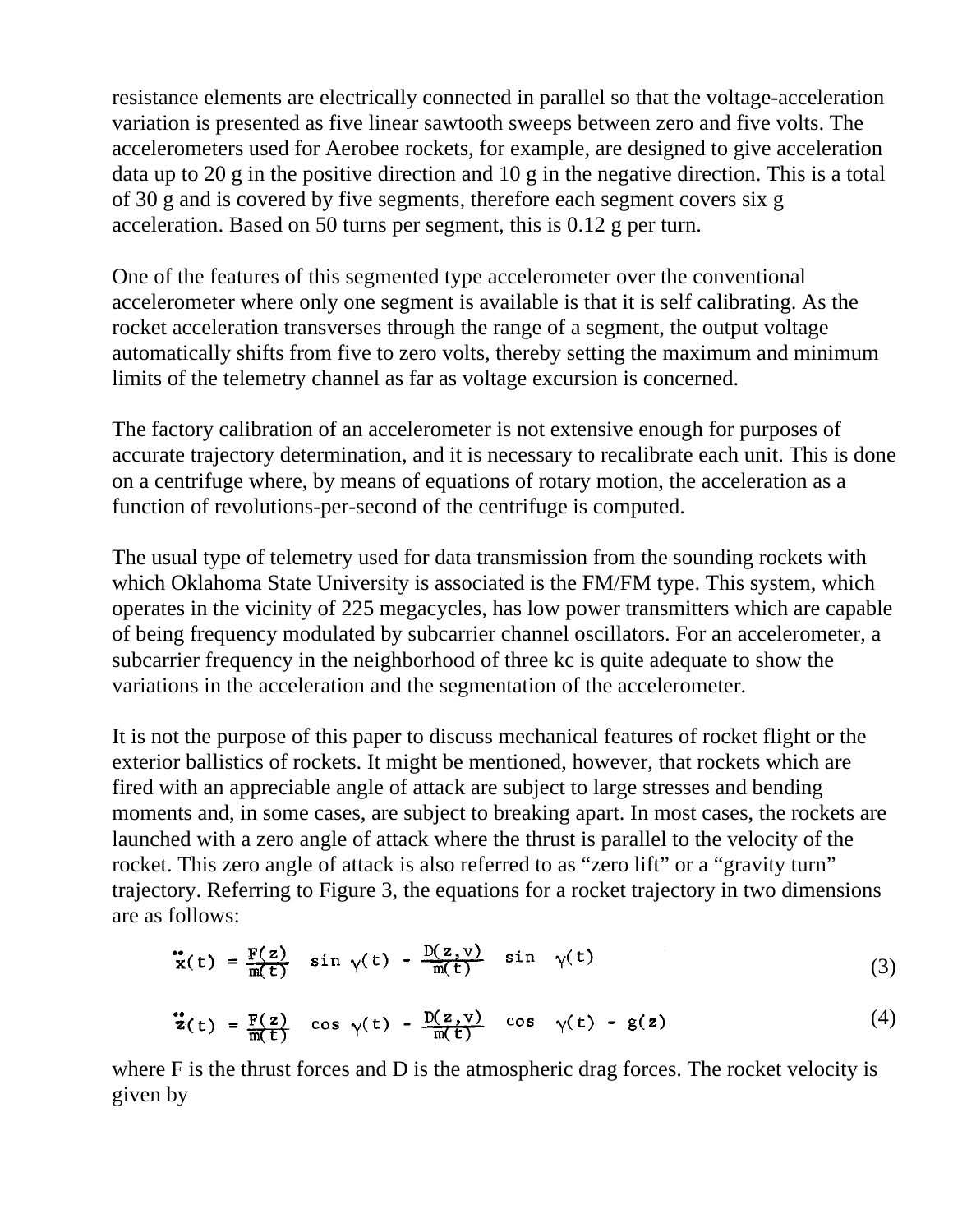resistance elements are electrically connected in parallel so that the voltage-acceleration variation is presented as five linear sawtooth sweeps between zero and five volts. The accelerometers used for Aerobee rockets, for example, are designed to give acceleration data up to 20 g in the positive direction and 10 g in the negative direction. This is a total of 30 g and is covered by five segments, therefore each segment covers six g acceleration. Based on 50 turns per segment, this is 0.12 g per turn.

One of the features of this segmented type accelerometer over the conventional accelerometer where only one segment is available is that it is self calibrating. As the rocket acceleration transverses through the range of a segment, the output voltage automatically shifts from five to zero volts, thereby setting the maximum and minimum limits of the telemetry channel as far as voltage excursion is concerned.

The factory calibration of an accelerometer is not extensive enough for purposes of accurate trajectory determination, and it is necessary to recalibrate each unit. This is done on a centrifuge where, by means of equations of rotary motion, the acceleration as a function of revolutions-per-second of the centrifuge is computed.

The usual type of telemetry used for data transmission from the sounding rockets with which Oklahoma State University is associated is the FM/FM type. This system, which operates in the vicinity of 225 megacycles, has low power transmitters which are capable of being frequency modulated by subcarrier channel oscillators. For an accelerometer, a subcarrier frequency in the neighborhood of three kc is quite adequate to show the variations in the acceleration and the segmentation of the accelerometer.

It is not the purpose of this paper to discuss mechanical features of rocket flight or the exterior ballistics of rockets. It might be mentioned, however, that rockets which are fired with an appreciable angle of attack are subject to large stresses and bending moments and, in some cases, are subject to breaking apart. In most cases, the rockets are launched with a zero angle of attack where the thrust is parallel to the velocity of the rocket. This zero angle of attack is also referred to as "zero lift" or a "gravity turn" trajectory. Referring to Figure 3, the equations for a rocket trajectory in two dimensions are as follows:

$$\ddot{x}(t) = \frac{F(z)}{m(t)} \sin \gamma(t) - \frac{D(z,v)}{m(t)} \sin \gamma(t) \tag{3}$$

$$\ddot{z}(t) = \frac{F(z)}{m(t)} \cos \gamma(t) - \frac{D(z,v)}{m(t)} \cos \gamma(t) - g(z) \tag{4}$$

where F is the thrust forces and D is the atmospheric drag forces. The rocket velocity is given by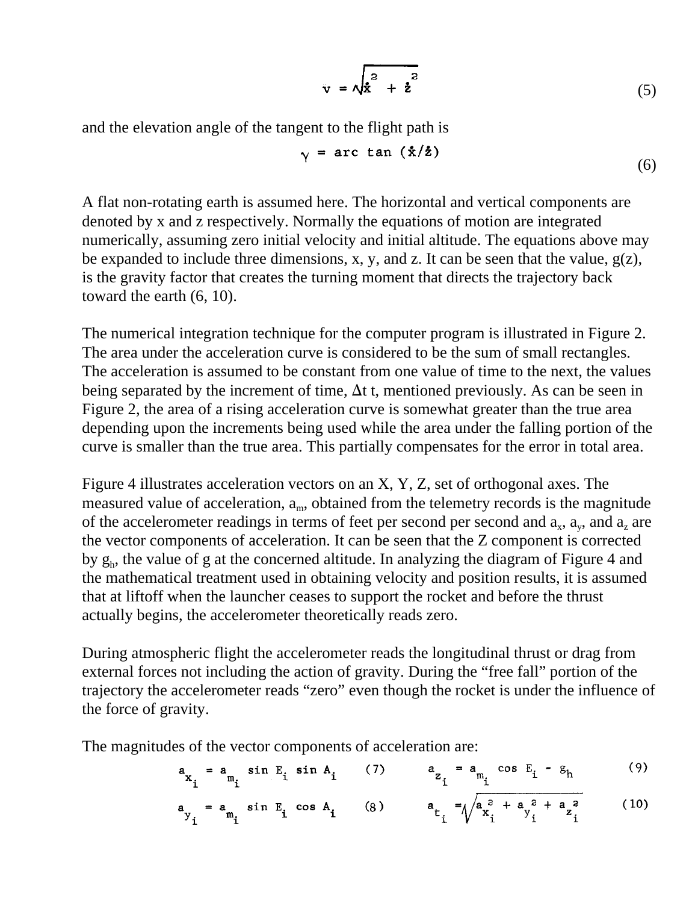$$v = \sqrt{\dot{x}^2 + \dot{z}^2} \tag{5}$$

and the elevation angle of the tangent to the flight path is

$$\gamma = \arctan(\dot{x}/\dot{z}) \tag{6}$$

A flat non-rotating earth is assumed here. The horizontal and vertical components are denoted by x and z respectively. Normally the equations of motion are integrated numerically, assuming zero initial velocity and initial altitude. The equations above may be expanded to include three dimensions, x, y, and z. It can be seen that the value, g(z), is the gravity factor that creates the turning moment that directs the trajectory back toward the earth (6, 10).

The numerical integration technique for the computer program is illustrated in Figure 2. The area under the acceleration curve is considered to be the sum of small rectangles. The acceleration is assumed to be constant from one value of time to the next, the values being separated by the increment of time, $\Delta t$ t, mentioned previously. As can be seen in Figure 2, the area of a rising acceleration curve is somewhat greater than the true area depending upon the increments being used while the area under the falling portion of the curve is smaller than the true area. This partially compensates for the error in total area.

Figure 4 illustrates acceleration vectors on an X, Y, Z, set of orthogonal axes. The measured value of acceleration, $a_m$, obtained from the telemetry records is the magnitude of the accelerometer readings in terms of feet per second per second and $a_x$, $a_y$, and $a_z$ are the vector components of acceleration. It can be seen that the Z component is corrected by $g_h$, the value of g at the concerned altitude. In analyzing the diagram of Figure 4 and the mathematical treatment used in obtaining velocity and position results, it is assumed that at liftoff when the launcher ceases to support the rocket and before the thrust actually begins, the accelerometer theoretically reads zero.

During atmospheric flight the accelerometer reads the longitudinal thrust or drag from external forces not including the action of gravity. During the "free fall" portion of the trajectory the accelerometer reads "zero" even though the rocket is under the influence of the force of gravity.

The magnitudes of the vector components of acceleration are:

$$a_{x_i} = a_{m_i} \sin E_i \sin A_i \tag{7}$$

$$a_{y_i} = a_{m_i} \sin E_i \cos A_i \tag{8}$$

$$a_{z_i} = a_{m_i} \cos E_i - g_h \tag{9}$$

$$a_{t_i} = \sqrt{a_{x_i}^2 + a_{y_i}^2 + a_{z_i}^2} \tag{10}$$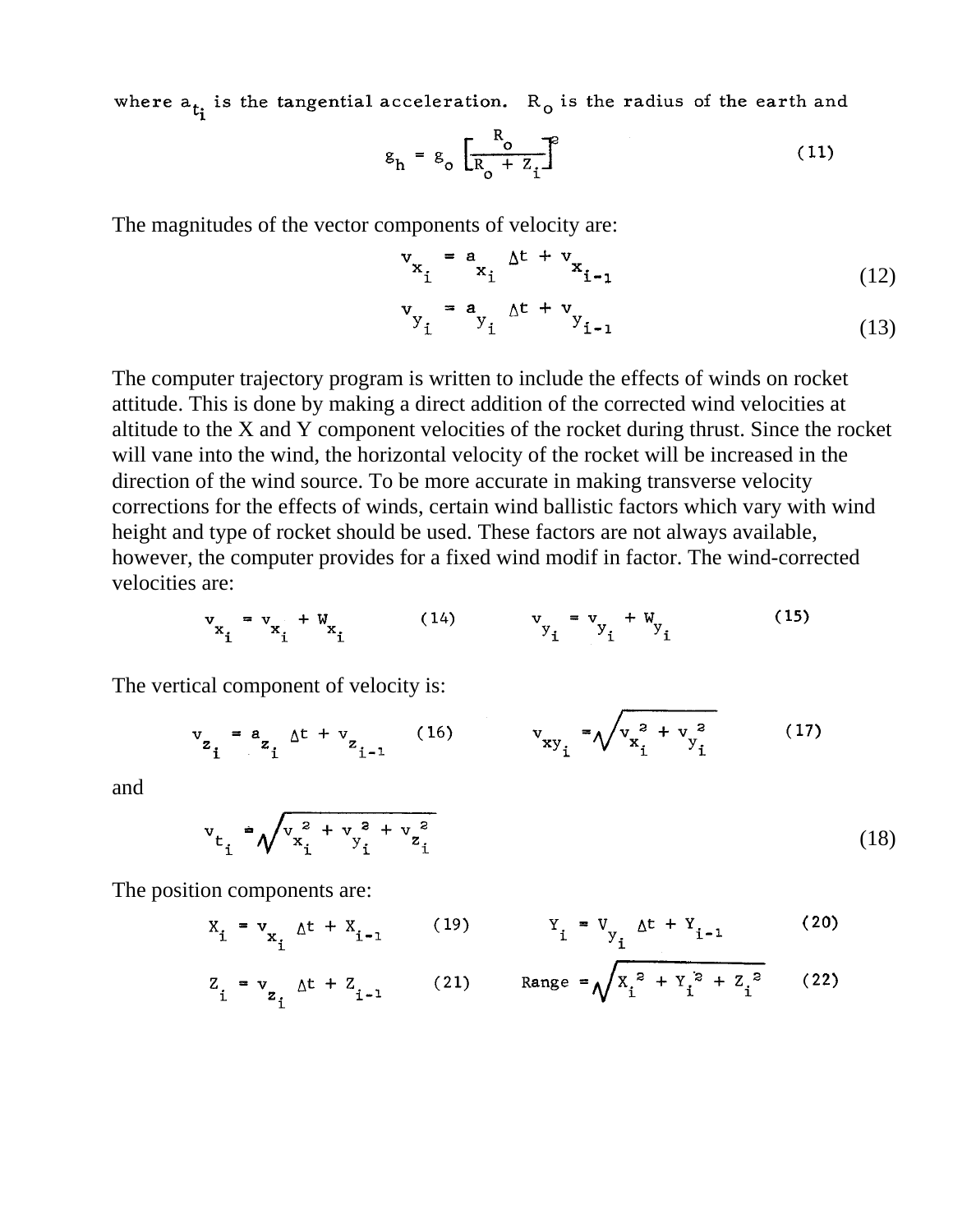where $a_{t_i}$ is the tangential acceleration. $R_o$ is the radius of the earth and

$$g_h = g_o \left[ \frac{R_o}{R_o + Z_i} \right]^2 \tag{11}$$

The magnitudes of the vector components of velocity are:

$$v_{x_i} = a_{x_i} \Delta t + v_{x_{i-1}} \tag{12}$$

$$v_{y_i} = a_{y_i} \Delta t + v_{y_{i-1}} \tag{13}$$

The computer trajectory program is written to include the effects of winds on rocket attitude. This is done by making a direct addition of the corrected wind velocities at altitude to the X and Y component velocities of the rocket during thrust. Since the rocket will vane into the wind, the horizontal velocity of the rocket will be increased in the direction of the wind source. To be more accurate in making transverse velocity corrections for the effects of winds, certain wind ballistic factors which vary with wind height and type of rocket should be used. These factors are not always available, however, the computer provides for a fixed wind modif in factor. The wind-corrected velocities are:

$$v_{x_i} = v_{x_i} + W_{x_i} \tag{14}$$

$$v_{y_i} = v_{y_i} + W_{y_i} \tag{15}$$

The vertical component of velocity is:

$$v_{z_i} = a_{z_i} \Delta t + v_{z_{i-1}} \tag{16}$$

$$v_{xy_i} = \sqrt{v_{x_i}^2 + v_{y_i}^2} \tag{17}$$

and

$$v_{t_i} = \sqrt{v_{x_i}^2 + v_{y_i}^2 + v_{z_i}^2} \tag{18}$$

The position components are:

$$X_i = v_{x_i} \Delta t + X_{i-1} \tag{19}$$

$$Y_i = V_{y_i} \Delta t + Y_{i-1} \tag{20}$$

$$Z_i = v_{z_i} \Delta t + Z_{i-1} \tag{21}$$

$$\text{Range} = \sqrt{X_i^2 + Y_i^2 + Z_i^2} \tag{22}$$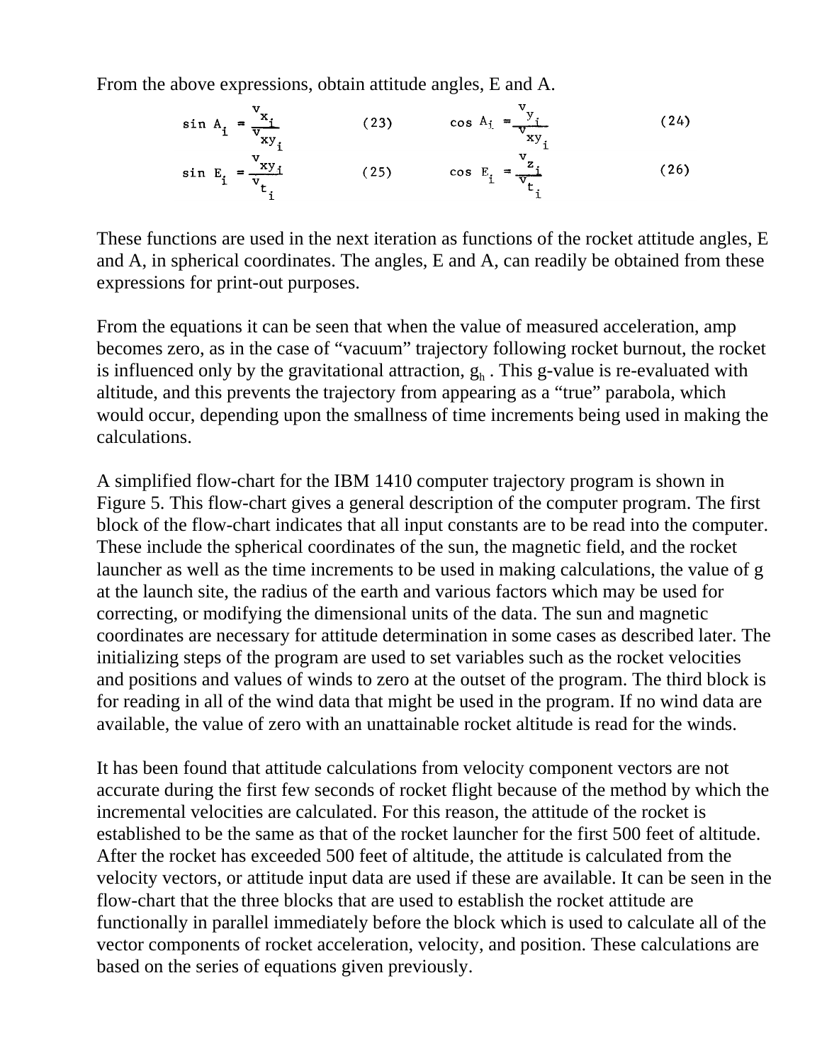From the above expressions, obtain attitude angles, E and A.

$$\sin A_i = \frac{v_{x_i}}{v_{xy_i}} \qquad (23) \qquad \cos A_i = \frac{v_{y_i}}{v_{xy_i}} \qquad (24)$$

$$\sin E_i = \frac{v_{xy_i}}{v_{t_i}} \qquad (25) \qquad \cos E_i = \frac{v_{z_i}}{v_{t_i}} \qquad (26)$$

These functions are used in the next iteration as functions of the rocket attitude angles, E and A, in spherical coordinates. The angles, E and A, can readily be obtained from these expressions for print-out purposes.

From the equations it can be seen that when the value of measured acceleration, amp becomes zero, as in the case of "vacuum" trajectory following rocket burnout, the rocket is influenced only by the gravitational attraction, $g_h$ . This g-value is re-evaluated with altitude, and this prevents the trajectory from appearing as a "true" parabola, which would occur, depending upon the smallness of time increments being used in making the calculations.

A simplified flow-chart for the IBM 1410 computer trajectory program is shown in Figure 5. This flow-chart gives a general description of the computer program. The first block of the flow-chart indicates that all input constants are to be read into the computer. These include the spherical coordinates of the sun, the magnetic field, and the rocket launcher as well as the time increments to be used in making calculations, the value of g at the launch site, the radius of the earth and various factors which may be used for correcting, or modifying the dimensional units of the data. The sun and magnetic coordinates are necessary for attitude determination in some cases as described later. The initializing steps of the program are used to set variables such as the rocket velocities and positions and values of winds to zero at the outset of the program. The third block is for reading in all of the wind data that might be used in the program. If no wind data are available, the value of zero with an unattainable rocket altitude is read for the winds.

It has been found that attitude calculations from velocity component vectors are not accurate during the first few seconds of rocket flight because of the method by which the incremental velocities are calculated. For this reason, the attitude of the rocket is established to be the same as that of the rocket launcher for the first 500 feet of altitude. After the rocket has exceeded 500 feet of altitude, the attitude is calculated from the velocity vectors, or attitude input data are used if these are available. It can be seen in the flow-chart that the three blocks that are used to establish the rocket attitude are functionally in parallel immediately before the block which is used to calculate all of the vector components of rocket acceleration, velocity, and position. These calculations are based on the series of equations given previously.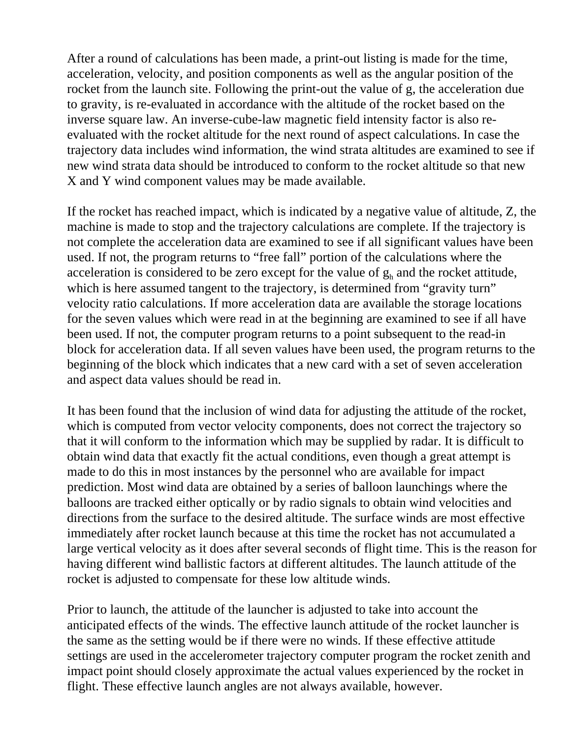After a round of calculations has been made, a print-out listing is made for the time, acceleration, velocity, and position components as well as the angular position of the rocket from the launch site. Following the print-out the value of g, the acceleration due to gravity, is re-evaluated in accordance with the altitude of the rocket based on the inverse square law. An inverse-cube-law magnetic field intensity factor is also re-evaluated with the rocket altitude for the next round of aspect calculations. In case the trajectory data includes wind information, the wind strata altitudes are examined to see if new wind strata data should be introduced to conform to the rocket altitude so that new X and Y wind component values may be made available.

If the rocket has reached impact, which is indicated by a negative value of altitude, Z, the machine is made to stop and the trajectory calculations are complete. If the trajectory is not complete the acceleration data are examined to see if all significant values have been used. If not, the program returns to "free fall" portion of the calculations where the acceleration is considered to be zero except for the value of $g_h$ and the rocket attitude, which is here assumed tangent to the trajectory, is determined from "gravity turn" velocity ratio calculations. If more acceleration data are available the storage locations for the seven values which were read in at the beginning are examined to see if all have been used. If not, the computer program returns to a point subsequent to the read-in block for acceleration data. If all seven values have been used, the program returns to the beginning of the block which indicates that a new card with a set of seven acceleration and aspect data values should be read in.

It has been found that the inclusion of wind data for adjusting the attitude of the rocket, which is computed from vector velocity components, does not correct the trajectory so that it will conform to the information which may be supplied by radar. It is difficult to obtain wind data that exactly fit the actual conditions, even though a great attempt is made to do this in most instances by the personnel who are available for impact prediction. Most wind data are obtained by a series of balloon launchings where the balloons are tracked either optically or by radio signals to obtain wind velocities and directions from the surface to the desired altitude. The surface winds are most effective immediately after rocket launch because at this time the rocket has not accumulated a large vertical velocity as it does after several seconds of flight time. This is the reason for having different wind ballistic factors at different altitudes. The launch attitude of the rocket is adjusted to compensate for these low altitude winds.

Prior to launch, the attitude of the launcher is adjusted to take into account the anticipated effects of the winds. The effective launch attitude of the rocket launcher is the same as the setting would be if there were no winds. If these effective attitude settings are used in the accelerometer trajectory computer program the rocket zenith and impact point should closely approximate the actual values experienced by the rocket in flight. These effective launch angles are not always available, however.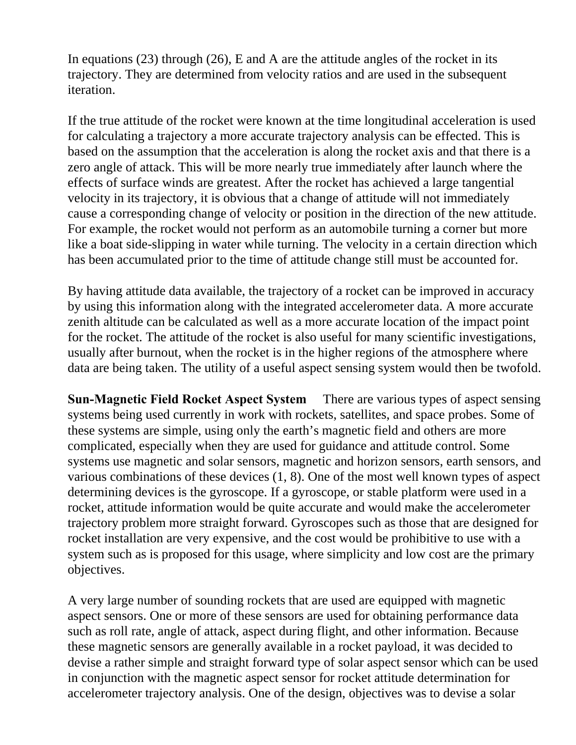In equations (23) through (26), E and A are the attitude angles of the rocket in its trajectory. They are determined from velocity ratios and are used in the subsequent iteration.

If the true attitude of the rocket were known at the time longitudinal acceleration is used for calculating a trajectory a more accurate trajectory analysis can be effected. This is based on the assumption that the acceleration is along the rocket axis and that there is a zero angle of attack. This will be more nearly true immediately after launch where the effects of surface winds are greatest. After the rocket has achieved a large tangential velocity in its trajectory, it is obvious that a change of attitude will not immediately cause a corresponding change of velocity or position in the direction of the new attitude. For example, the rocket would not perform as an automobile turning a corner but more like a boat side-slipping in water while turning. The velocity in a certain direction which has been accumulated prior to the time of attitude change still must be accounted for.

By having attitude data available, the trajectory of a rocket can be improved in accuracy by using this information along with the integrated accelerometer data. A more accurate zenith altitude can be calculated as well as a more accurate location of the impact point for the rocket. The attitude of the rocket is also useful for many scientific investigations, usually after burnout, when the rocket is in the higher regions of the atmosphere where data are being taken. The utility of a useful aspect sensing system would then be twofold.

**Sun-Magnetic Field Rocket Aspect System** There are various types of aspect sensing systems being used currently in work with rockets, satellites, and space probes. Some of these systems are simple, using only the earth's magnetic field and others are more complicated, especially when they are used for guidance and attitude control. Some systems use magnetic and solar sensors, magnetic and horizon sensors, earth sensors, and various combinations of these devices (1, 8). One of the most well known types of aspect determining devices is the gyroscope. If a gyroscope, or stable platform were used in a rocket, attitude information would be quite accurate and would make the accelerometer trajectory problem more straight forward. Gyroscopes such as those that are designed for rocket installation are very expensive, and the cost would be prohibitive to use with a system such as is proposed for this usage, where simplicity and low cost are the primary objectives.

A very large number of sounding rockets that are used are equipped with magnetic aspect sensors. One or more of these sensors are used for obtaining performance data such as roll rate, angle of attack, aspect during flight, and other information. Because these magnetic sensors are generally available in a rocket payload, it was decided to devise a rather simple and straight forward type of solar aspect sensor which can be used in conjunction with the magnetic aspect sensor for rocket attitude determination for accelerometer trajectory analysis. One of the design, objectives was to devise a solar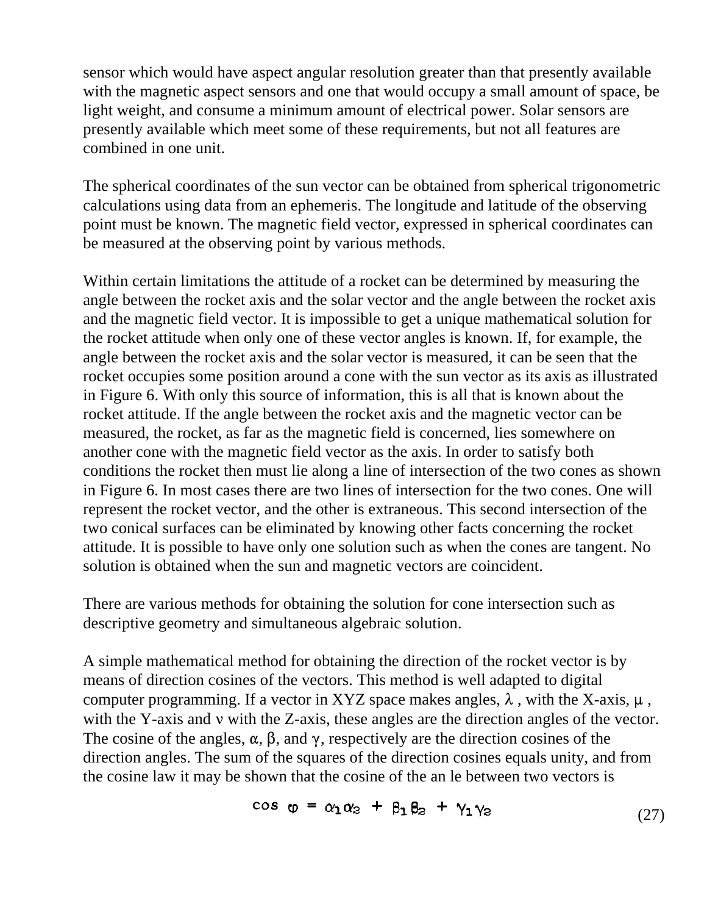sensor which would have aspect angular resolution greater than that presently available with the magnetic aspect sensors and one that would occupy a small amount of space, be light weight, and consume a minimum amount of electrical power. Solar sensors are presently available which meet some of these requirements, but not all features are combined in one unit.

The spherical coordinates of the sun vector can be obtained from spherical trigonometric calculations using data from an ephemeris. The longitude and latitude of the observing point must be known. The magnetic field vector, expressed in spherical coordinates can be measured at the observing point by various methods.

Within certain limitations the attitude of a rocket can be determined by measuring the angle between the rocket axis and the solar vector and the angle between the rocket axis and the magnetic field vector. It is impossible to get a unique mathematical solution for the rocket attitude when only one of these vector angles is known. If, for example, the angle between the rocket axis and the solar vector is measured, it can be seen that the rocket occupies some position around a cone with the sun vector as its axis as illustrated in Figure 6. With only this source of information, this is all that is known about the rocket attitude. If the angle between the rocket axis and the magnetic vector can be measured, the rocket, as far as the magnetic field is concerned, lies somewhere on another cone with the magnetic field vector as the axis. In order to satisfy both conditions the rocket then must lie along a line of intersection of the two cones as shown in Figure 6. In most cases there are two lines of intersection for the two cones. One will represent the rocket vector, and the other is extraneous. This second intersection of the two conical surfaces can be eliminated by knowing other facts concerning the rocket attitude. It is possible to have only one solution such as when the cones are tangent. No solution is obtained when the sun and magnetic vectors are coincident.

There are various methods for obtaining the solution for cone intersection such as descriptive geometry and simultaneous algebraic solution.

A simple mathematical method for obtaining the direction of the rocket vector is by means of direction cosines of the vectors. This method is well adapted to digital computer programming. If a vector in XYZ space makes angles, $\lambda$ , with the X-axis, $\mu$ , with the Y-axis and $\nu$ with the Z-axis, these angles are the direction angles of the vector. The cosine of the angles, $\alpha$, $\beta$, and $\gamma$, respectively are the direction cosines of the direction angles. The sum of the squares of the direction cosines equals unity, and from the cosine law it may be shown that the cosine of the an le between two vectors is

$$\cos \varphi = \alpha_1 \alpha_2 + \beta_1 \beta_2 + \gamma_1 \gamma_2 \tag{27}$$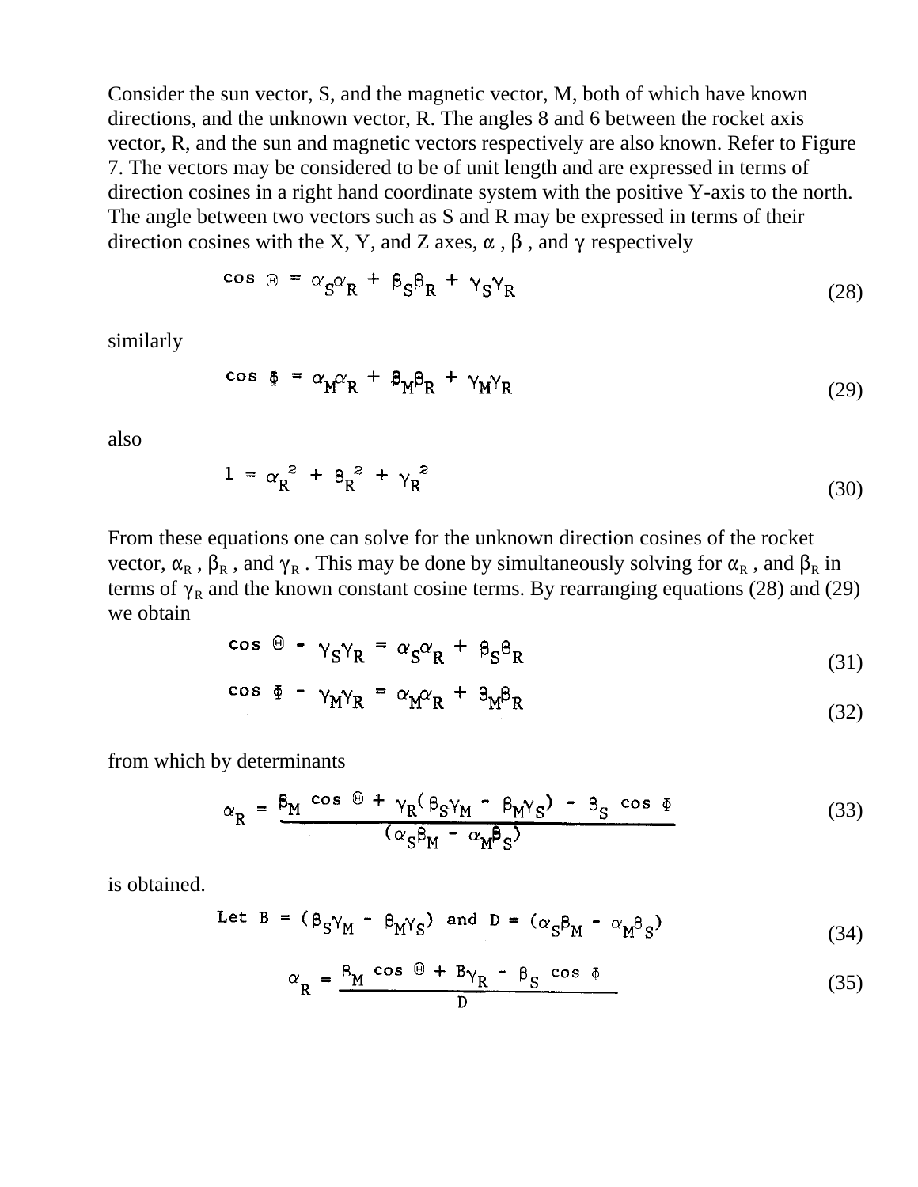Consider the sun vector, S, and the magnetic vector, M, both of which have known directions, and the unknown vector, R. The angles 8 and 6 between the rocket axis vector, R, and the sun and magnetic vectors respectively are also known. Refer to Figure 7. The vectors may be considered to be of unit length and are expressed in terms of direction cosines in a right hand coordinate system with the positive Y-axis to the north. The angle between two vectors such as S and R may be expressed in terms of their direction cosines with the X, Y, and Z axes, $\alpha$ , $\beta$ , and $\gamma$ respectively

$$\cos \Theta = \alpha_S\alpha_R + \beta_S\beta_R + \gamma_S\gamma_R \tag{28}$$

similarly

$$\cos \Phi = \alpha_M\alpha_R + \beta_M\beta_R + \gamma_M\gamma_R \tag{29}$$

also

$$1 = \alpha_R^{\ 2} + \beta_R^{\ 2} + \gamma_R^{\ 2} \tag{30}$$

From these equations one can solve for the unknown direction cosines of the rocket vector, $\alpha_R$ , $\beta_R$ , and $\gamma_R$ . This may be done by simultaneously solving for $\alpha_R$ , and $\beta_R$ in terms of $\gamma_R$ and the known constant cosine terms. By rearranging equations (28) and (29) we obtain

$$\cos \Theta - \gamma_S\gamma_R = \alpha_S\alpha_R + \beta_S\beta_R \tag{31}$$

$$\cos \Phi - \gamma_M\gamma_R = \alpha_M\alpha_R + \beta_M\beta_R \tag{32}$$

from which by determinants

$$\alpha_R = \frac{\beta_M \cos \Theta + \gamma_R(\beta_S\gamma_M - \beta_M\gamma_S) - \beta_S \cos \Phi}{(\alpha_S\beta_M - \alpha_M\beta_S)} \tag{33}$$

is obtained.

$$\text{Let } B = (\beta_S\gamma_M - \beta_M\gamma_S) \text{ and } D = (\alpha_S\beta_M - \alpha_M\beta_S) \tag{34}$$

$$\alpha_R = \frac{\beta_M \cos \Theta + B\gamma_R - \beta_S \cos \Phi}{D} \tag{35}$$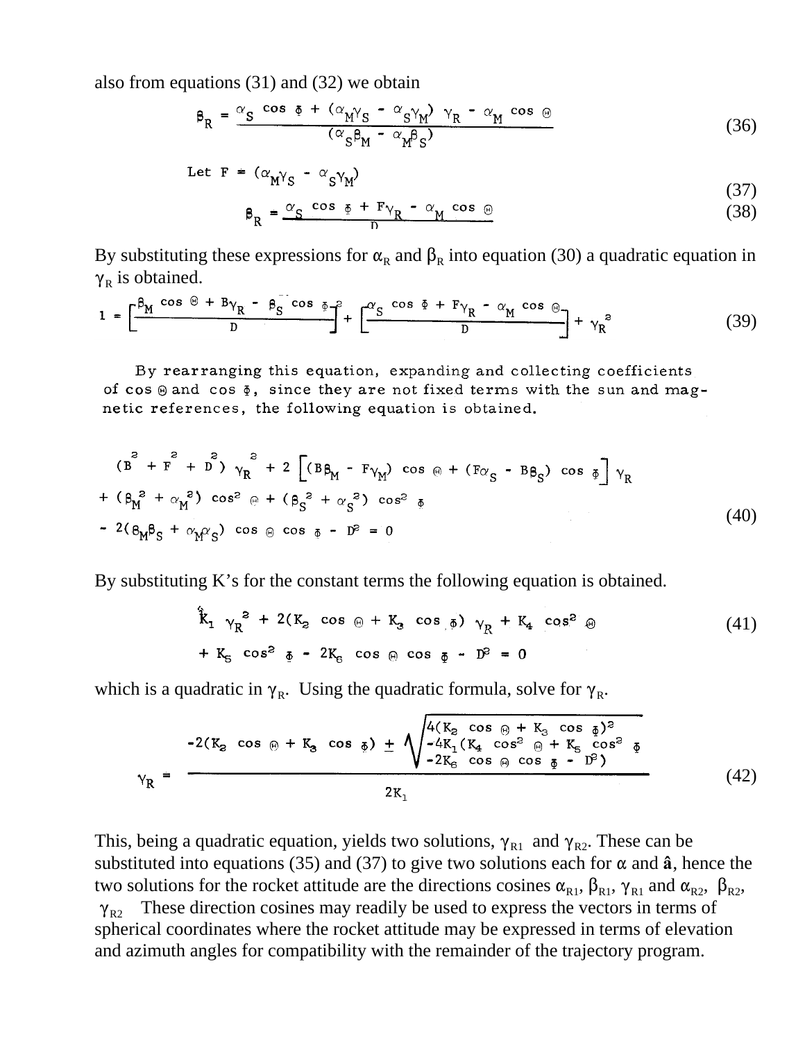also from equations (31) and (32) we obtain

$$\beta_R = \frac{\alpha_S \cos \Phi + (\alpha_M \gamma_S - \alpha_S \gamma_M) \gamma_R - \alpha_M \cos \Theta}{(\alpha_S \beta_M - \alpha_M \beta_S)} \tag{36}$$

$$\text{Let } F = (\alpha_M \gamma_S - \alpha_S \gamma_M) \tag{37}$$

$$\beta_R = \frac{\alpha_S \cos \Phi + F\gamma_R - \alpha_M \cos \Theta}{D} \tag{38}$$

By substituting these expressions for $\alpha_R$ and $\beta_R$ into equation (30) a quadratic equation in $\gamma_R$ is obtained.

$$1 = \left[\frac{\beta_M \cos \Theta + B\gamma_R - \beta_S \cos \Phi}{D}\right]^2 + \left[\frac{\alpha_S \cos \Phi + F\gamma_R - \alpha_M \cos \Theta}{D}\right] + \gamma_R^2 \tag{39}$$

By rearranging this equation, expanding and collecting coefficients of cos Θ and cos Φ, since they are not fixed terms with the sun and magnetic references, the following equation is obtained.

$$\begin{aligned}(B^2 + F^2 + D^2)\, \gamma_R^2 &+ 2\left[(B\beta_M - F\gamma_M) \cos \Theta + (F\alpha_S - B\beta_S) \cos \Phi\right] \gamma_R \\ &+ (\beta_M^2 + \alpha_M^2) \cos^2 \Theta + (\beta_S^2 + \alpha_S^2) \cos^2 \Phi \\ &- 2(\beta_M\beta_S + \alpha_M\alpha_S) \cos \Theta \cos \Phi - D^2 = 0\end{aligned} \tag{40}$$

By substituting K's for the constant terms the following equation is obtained.

$$\begin{aligned}\hat{K}_1\, \gamma_R^2 &+ 2(K_2 \cos \Theta + K_3 \cos \Phi)\, \gamma_R + K_4 \cos^2 \Theta \\ &+ K_5 \cos^2 \Phi - 2K_6 \cos \Theta \cos \Phi - D^2 = 0\end{aligned} \tag{41}$$

which is a quadratic in $\gamma_R$. Using the quadratic formula, solve for $\gamma_R$.

$$\gamma_R = \frac{-2(K_2 \cos \Theta + K_3 \cos \Phi) \pm \sqrt{\begin{aligned}&4(K_2 \cos \Theta + K_3 \cos \Phi)^2 \\ &-4K_1(K_4 \cos^2 \Theta + K_5 \cos^2 \Phi \\ &-2K_6 \cos \Theta \cos \Phi - D^2)\end{aligned}}}{2K_1} \tag{42}$$

This, being a quadratic equation, yields two solutions, $\gamma_{R1}$ and $\gamma_{R2}$. These can be substituted into equations (35) and (37) to give two solutions each for $\alpha$ and **â**, hence the two solutions for the rocket attitude are the directions cosines $\alpha_{R1}$, $\beta_{R1}$, $\gamma_{R1}$ and $\alpha_{R2}$, $\beta_{R2}$, $\gamma_{R2}$ These direction cosines may readily be used to express the vectors in terms of spherical coordinates where the rocket attitude may be expressed in terms of elevation and azimuth angles for compatibility with the remainder of the trajectory program.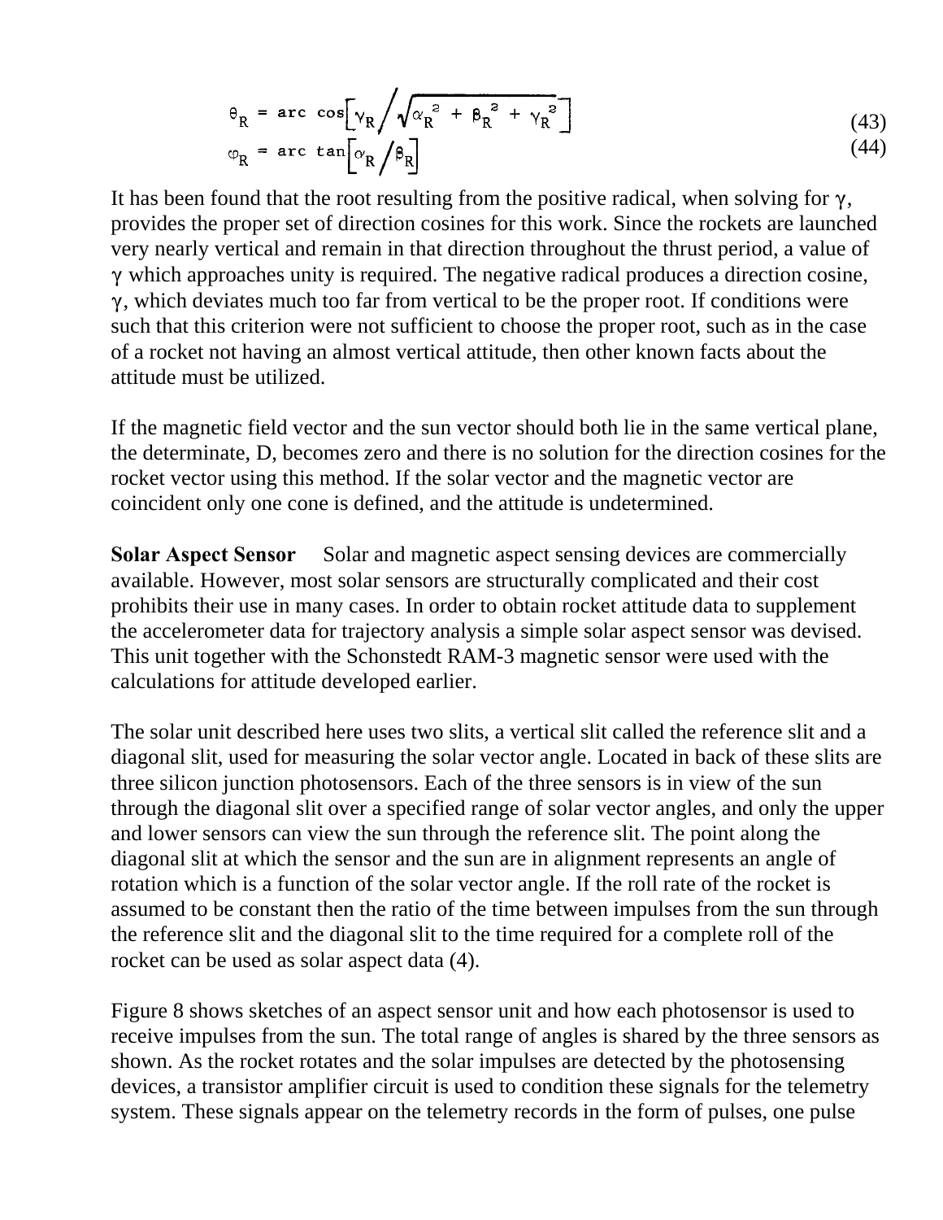$$\theta_R = \arc\cos\left[\gamma_R \Big/ \sqrt{\alpha_R^2 + \beta_R^2 + \gamma_R^2}\right] \tag{43}$$

$$\varphi_R = \arc\tan\left[\alpha_R \Big/ \beta_R\right] \tag{44}$$

It has been found that the root resulting from the positive radical, when solving for $\gamma$, provides the proper set of direction cosines for this work. Since the rockets are launched very nearly vertical and remain in that direction throughout the thrust period, a value of $\gamma$ which approaches unity is required. The negative radical produces a direction cosine, $\gamma$, which deviates much too far from vertical to be the proper root. If conditions were such that this criterion were not sufficient to choose the proper root, such as in the case of a rocket not having an almost vertical attitude, then other known facts about the attitude must be utilized.

If the magnetic field vector and the sun vector should both lie in the same vertical plane, the determinate, D, becomes zero and there is no solution for the direction cosines for the rocket vector using this method. If the solar vector and the magnetic vector are coincident only one cone is defined, and the attitude is undetermined.

**Solar Aspect Sensor** Solar and magnetic aspect sensing devices are commercially available. However, most solar sensors are structurally complicated and their cost prohibits their use in many cases. In order to obtain rocket attitude data to supplement the accelerometer data for trajectory analysis a simple solar aspect sensor was devised. This unit together with the Schonstedt RAM-3 magnetic sensor were used with the calculations for attitude developed earlier.

The solar unit described here uses two slits, a vertical slit called the reference slit and a diagonal slit, used for measuring the solar vector angle. Located in back of these slits are three silicon junction photosensors. Each of the three sensors is in view of the sun through the diagonal slit over a specified range of solar vector angles, and only the upper and lower sensors can view the sun through the reference slit. The point along the diagonal slit at which the sensor and the sun are in alignment represents an angle of rotation which is a function of the solar vector angle. If the roll rate of the rocket is assumed to be constant then the ratio of the time between impulses from the sun through the reference slit and the diagonal slit to the time required for a complete roll of the rocket can be used as solar aspect data (4).

Figure 8 shows sketches of an aspect sensor unit and how each photosensor is used to receive impulses from the sun. The total range of angles is shared by the three sensors as shown. As the rocket rotates and the solar impulses are detected by the photosensing devices, a transistor amplifier circuit is used to condition these signals for the telemetry system. These signals appear on the telemetry records in the form of pulses, one pulse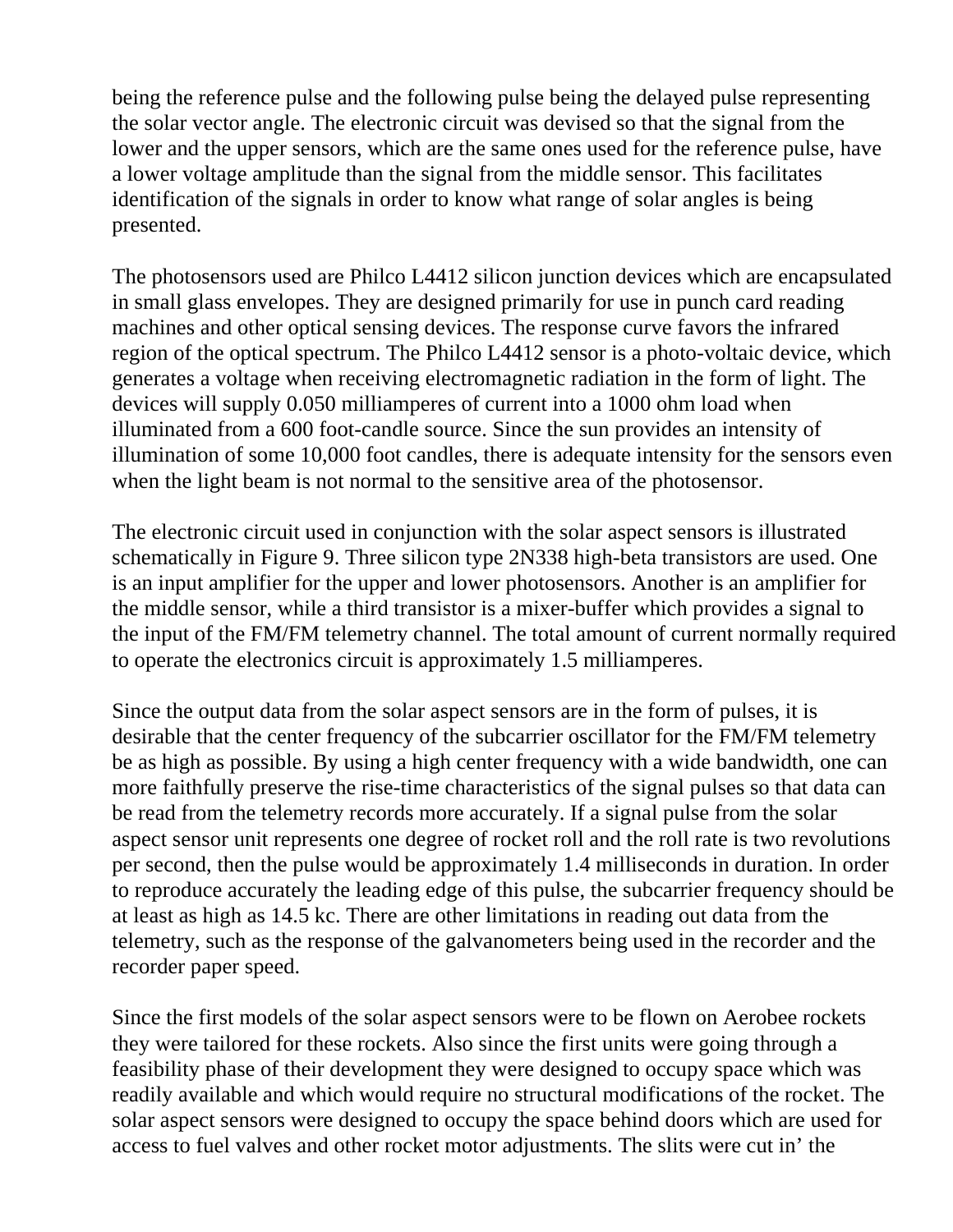being the reference pulse and the following pulse being the delayed pulse representing the solar vector angle. The electronic circuit was devised so that the signal from the lower and the upper sensors, which are the same ones used for the reference pulse, have a lower voltage amplitude than the signal from the middle sensor. This facilitates identification of the signals in order to know what range of solar angles is being presented.

The photosensors used are Philco L4412 silicon junction devices which are encapsulated in small glass envelopes. They are designed primarily for use in punch card reading machines and other optical sensing devices. The response curve favors the infrared region of the optical spectrum. The Philco L4412 sensor is a photo-voltaic device, which generates a voltage when receiving electromagnetic radiation in the form of light. The devices will supply 0.050 milliamperes of current into a 1000 ohm load when illuminated from a 600 foot-candle source. Since the sun provides an intensity of illumination of some 10,000 foot candles, there is adequate intensity for the sensors even when the light beam is not normal to the sensitive area of the photosensor.

The electronic circuit used in conjunction with the solar aspect sensors is illustrated schematically in Figure 9. Three silicon type 2N338 high-beta transistors are used. One is an input amplifier for the upper and lower photosensors. Another is an amplifier for the middle sensor, while a third transistor is a mixer-buffer which provides a signal to the input of the FM/FM telemetry channel. The total amount of current normally required to operate the electronics circuit is approximately 1.5 milliamperes.

Since the output data from the solar aspect sensors are in the form of pulses, it is desirable that the center frequency of the subcarrier oscillator for the FM/FM telemetry be as high as possible. By using a high center frequency with a wide bandwidth, one can more faithfully preserve the rise-time characteristics of the signal pulses so that data can be read from the telemetry records more accurately. If a signal pulse from the solar aspect sensor unit represents one degree of rocket roll and the roll rate is two revolutions per second, then the pulse would be approximately 1.4 milliseconds in duration. In order to reproduce accurately the leading edge of this pulse, the subcarrier frequency should be at least as high as 14.5 kc. There are other limitations in reading out data from the telemetry, such as the response of the galvanometers being used in the recorder and the recorder paper speed.

Since the first models of the solar aspect sensors were to be flown on Aerobee rockets they were tailored for these rockets. Also since the first units were going through a feasibility phase of their development they were designed to occupy space which was readily available and which would require no structural modifications of the rocket. The solar aspect sensors were designed to occupy the space behind doors which are used for access to fuel valves and other rocket motor adjustments. The slits were cut in' the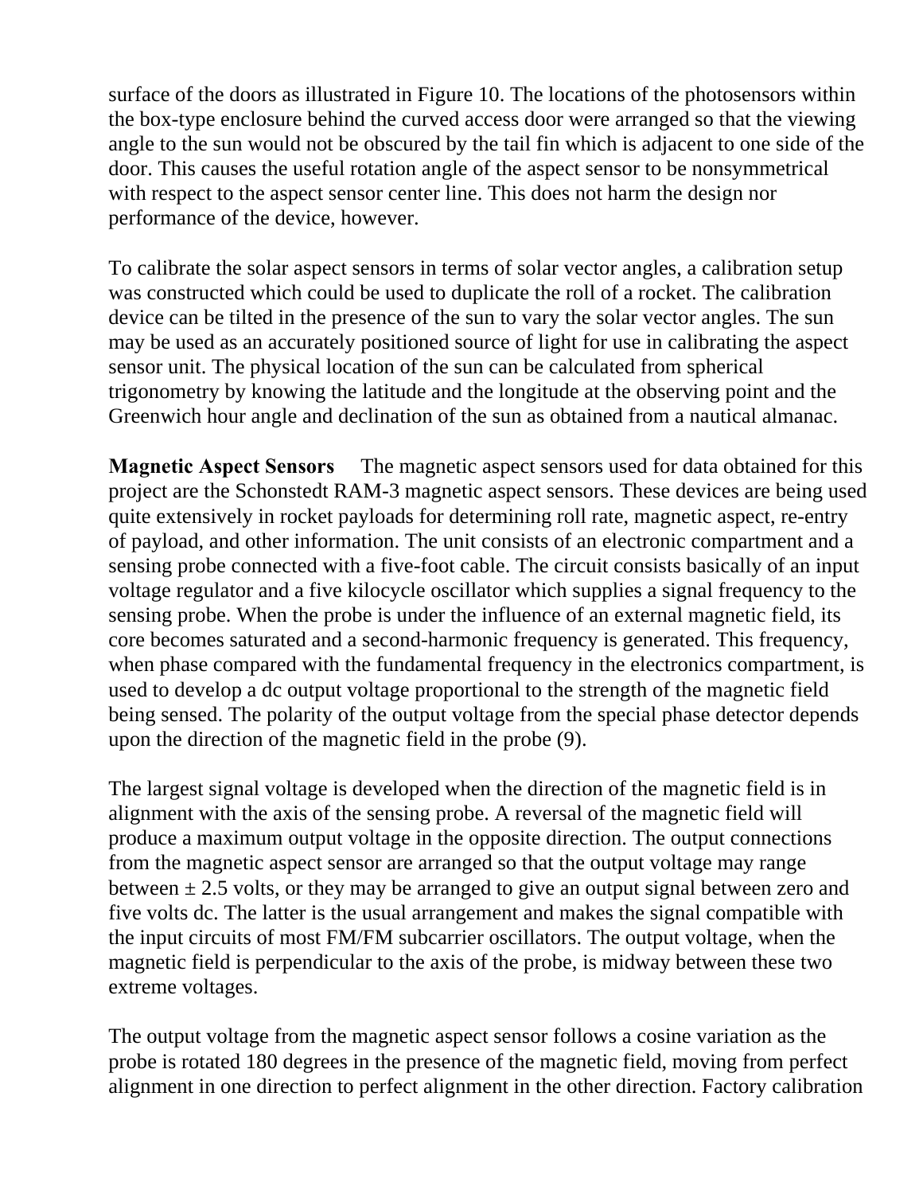surface of the doors as illustrated in Figure 10. The locations of the photosensors within the box-type enclosure behind the curved access door were arranged so that the viewing angle to the sun would not be obscured by the tail fin which is adjacent to one side of the door. This causes the useful rotation angle of the aspect sensor to be nonsymmetrical with respect to the aspect sensor center line. This does not harm the design nor performance of the device, however.

To calibrate the solar aspect sensors in terms of solar vector angles, a calibration setup was constructed which could be used to duplicate the roll of a rocket. The calibration device can be tilted in the presence of the sun to vary the solar vector angles. The sun may be used as an accurately positioned source of light for use in calibrating the aspect sensor unit. The physical location of the sun can be calculated from spherical trigonometry by knowing the latitude and the longitude at the observing point and the Greenwich hour angle and declination of the sun as obtained from a nautical almanac.

**Magnetic Aspect Sensors** The magnetic aspect sensors used for data obtained for this project are the Schonstedt RAM-3 magnetic aspect sensors. These devices are being used quite extensively in rocket payloads for determining roll rate, magnetic aspect, re-entry of payload, and other information. The unit consists of an electronic compartment and a sensing probe connected with a five-foot cable. The circuit consists basically of an input voltage regulator and a five kilocycle oscillator which supplies a signal frequency to the sensing probe. When the probe is under the influence of an external magnetic field, its core becomes saturated and a second-harmonic frequency is generated. This frequency, when phase compared with the fundamental frequency in the electronics compartment, is used to develop a dc output voltage proportional to the strength of the magnetic field being sensed. The polarity of the output voltage from the special phase detector depends upon the direction of the magnetic field in the probe (9).

The largest signal voltage is developed when the direction of the magnetic field is in alignment with the axis of the sensing probe. A reversal of the magnetic field will produce a maximum output voltage in the opposite direction. The output connections from the magnetic aspect sensor are arranged so that the output voltage may range between ± 2.5 volts, or they may be arranged to give an output signal between zero and five volts dc. The latter is the usual arrangement and makes the signal compatible with the input circuits of most FM/FM subcarrier oscillators. The output voltage, when the magnetic field is perpendicular to the axis of the probe, is midway between these two extreme voltages.

The output voltage from the magnetic aspect sensor follows a cosine variation as the probe is rotated 180 degrees in the presence of the magnetic field, moving from perfect alignment in one direction to perfect alignment in the other direction. Factory calibration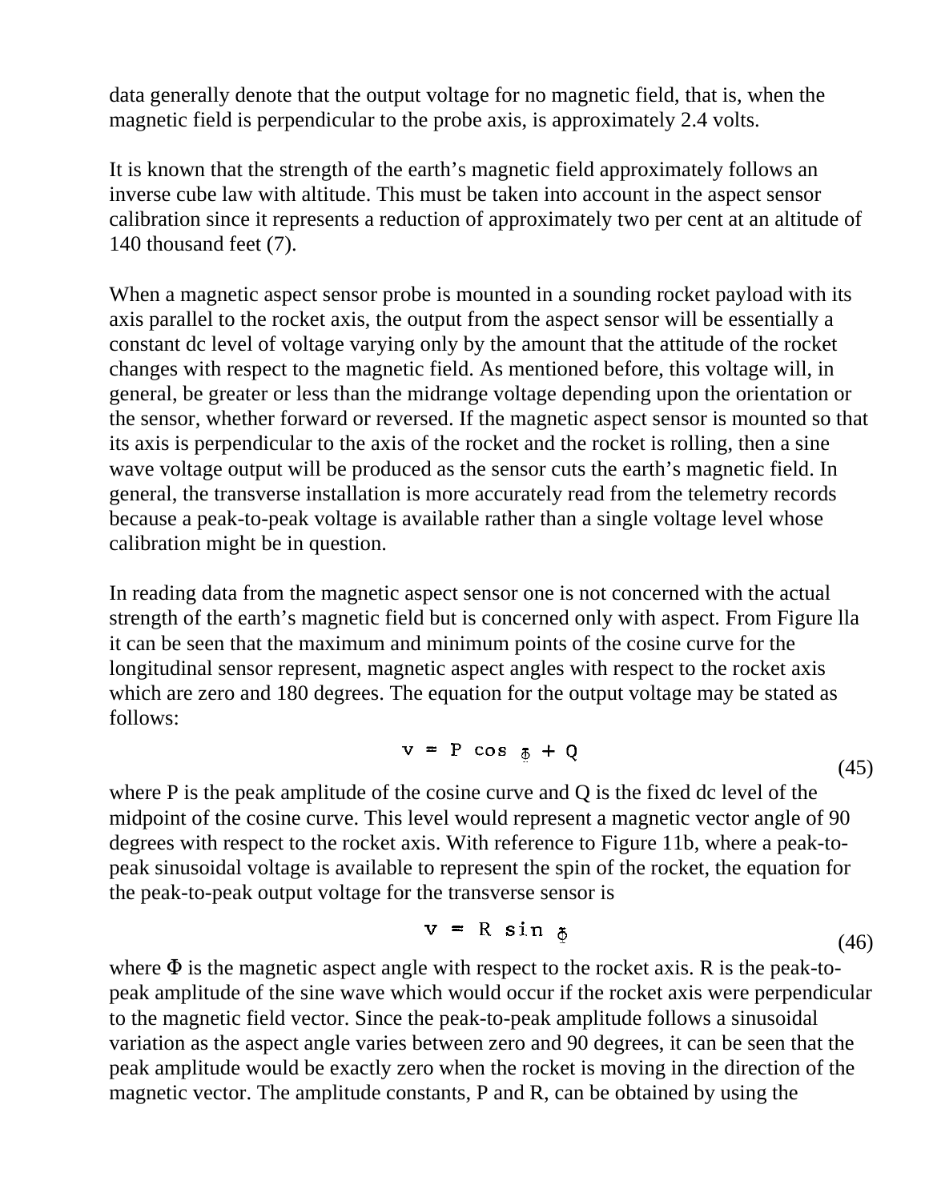data generally denote that the output voltage for no magnetic field, that is, when the magnetic field is perpendicular to the probe axis, is approximately 2.4 volts.

It is known that the strength of the earth's magnetic field approximately follows an inverse cube law with altitude. This must be taken into account in the aspect sensor calibration since it represents a reduction of approximately two per cent at an altitude of 140 thousand feet (7).

When a magnetic aspect sensor probe is mounted in a sounding rocket payload with its axis parallel to the rocket axis, the output from the aspect sensor will be essentially a constant dc level of voltage varying only by the amount that the attitude of the rocket changes with respect to the magnetic field. As mentioned before, this voltage will, in general, be greater or less than the midrange voltage depending upon the orientation or the sensor, whether forward or reversed. If the magnetic aspect sensor is mounted so that its axis is perpendicular to the axis of the rocket and the rocket is rolling, then a sine wave voltage output will be produced as the sensor cuts the earth's magnetic field. In general, the transverse installation is more accurately read from the telemetry records because a peak-to-peak voltage is available rather than a single voltage level whose calibration might be in question.

In reading data from the magnetic aspect sensor one is not concerned with the actual strength of the earth's magnetic field but is concerned only with aspect. From Figure lla it can be seen that the maximum and minimum points of the cosine curve for the longitudinal sensor represent, magnetic aspect angles with respect to the rocket axis which are zero and 180 degrees. The equation for the output voltage may be stated as follows:

$$v = P \cos \Phi + Q \tag{45}$$

where P is the peak amplitude of the cosine curve and Q is the fixed dc level of the midpoint of the cosine curve. This level would represent a magnetic vector angle of 90 degrees with respect to the rocket axis. With reference to Figure 11b, where a peak-to-peak sinusoidal voltage is available to represent the spin of the rocket, the equation for the peak-to-peak output voltage for the transverse sensor is

$$v = R \sin \Phi \tag{46}$$

where $\Phi$ is the magnetic aspect angle with respect to the rocket axis. R is the peak-to-peak amplitude of the sine wave which would occur if the rocket axis were perpendicular to the magnetic field vector. Since the peak-to-peak amplitude follows a sinusoidal variation as the aspect angle varies between zero and 90 degrees, it can be seen that the peak amplitude would be exactly zero when the rocket is moving in the direction of the magnetic vector. The amplitude constants, P and R, can be obtained by using the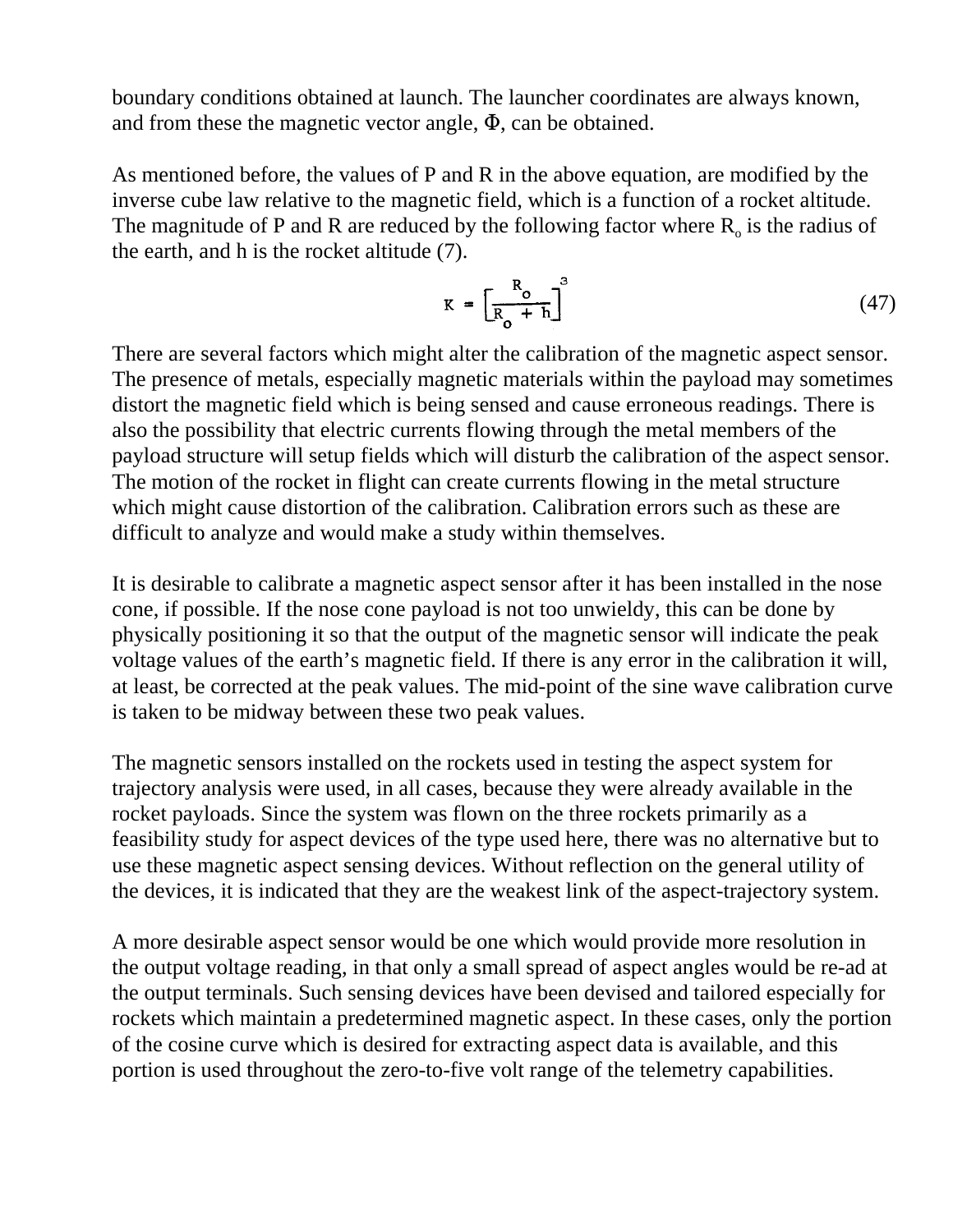boundary conditions obtained at launch. The launcher coordinates are always known, and from these the magnetic vector angle, $\Phi$, can be obtained.

As mentioned before, the values of P and R in the above equation, are modified by the inverse cube law relative to the magnetic field, which is a function of a rocket altitude. The magnitude of P and R are reduced by the following factor where $R_o$ is the radius of the earth, and h is the rocket altitude (7).

$$K = \left[\frac{R_o}{R_o + h}\right]^3 \tag{47}$$

There are several factors which might alter the calibration of the magnetic aspect sensor. The presence of metals, especially magnetic materials within the payload may sometimes distort the magnetic field which is being sensed and cause erroneous readings. There is also the possibility that electric currents flowing through the metal members of the payload structure will setup fields which will disturb the calibration of the aspect sensor. The motion of the rocket in flight can create currents flowing in the metal structure which might cause distortion of the calibration. Calibration errors such as these are difficult to analyze and would make a study within themselves.

It is desirable to calibrate a magnetic aspect sensor after it has been installed in the nose cone, if possible. If the nose cone payload is not too unwieldy, this can be done by physically positioning it so that the output of the magnetic sensor will indicate the peak voltage values of the earth's magnetic field. If there is any error in the calibration it will, at least, be corrected at the peak values. The mid-point of the sine wave calibration curve is taken to be midway between these two peak values.

The magnetic sensors installed on the rockets used in testing the aspect system for trajectory analysis were used, in all cases, because they were already available in the rocket payloads. Since the system was flown on the three rockets primarily as a feasibility study for aspect devices of the type used here, there was no alternative but to use these magnetic aspect sensing devices. Without reflection on the general utility of the devices, it is indicated that they are the weakest link of the aspect-trajectory system.

A more desirable aspect sensor would be one which would provide more resolution in the output voltage reading, in that only a small spread of aspect angles would be re-ad at the output terminals. Such sensing devices have been devised and tailored especially for rockets which maintain a predetermined magnetic aspect. In these cases, only the portion of the cosine curve which is desired for extracting aspect data is available, and this portion is used throughout the zero-to-five volt range of the telemetry capabilities.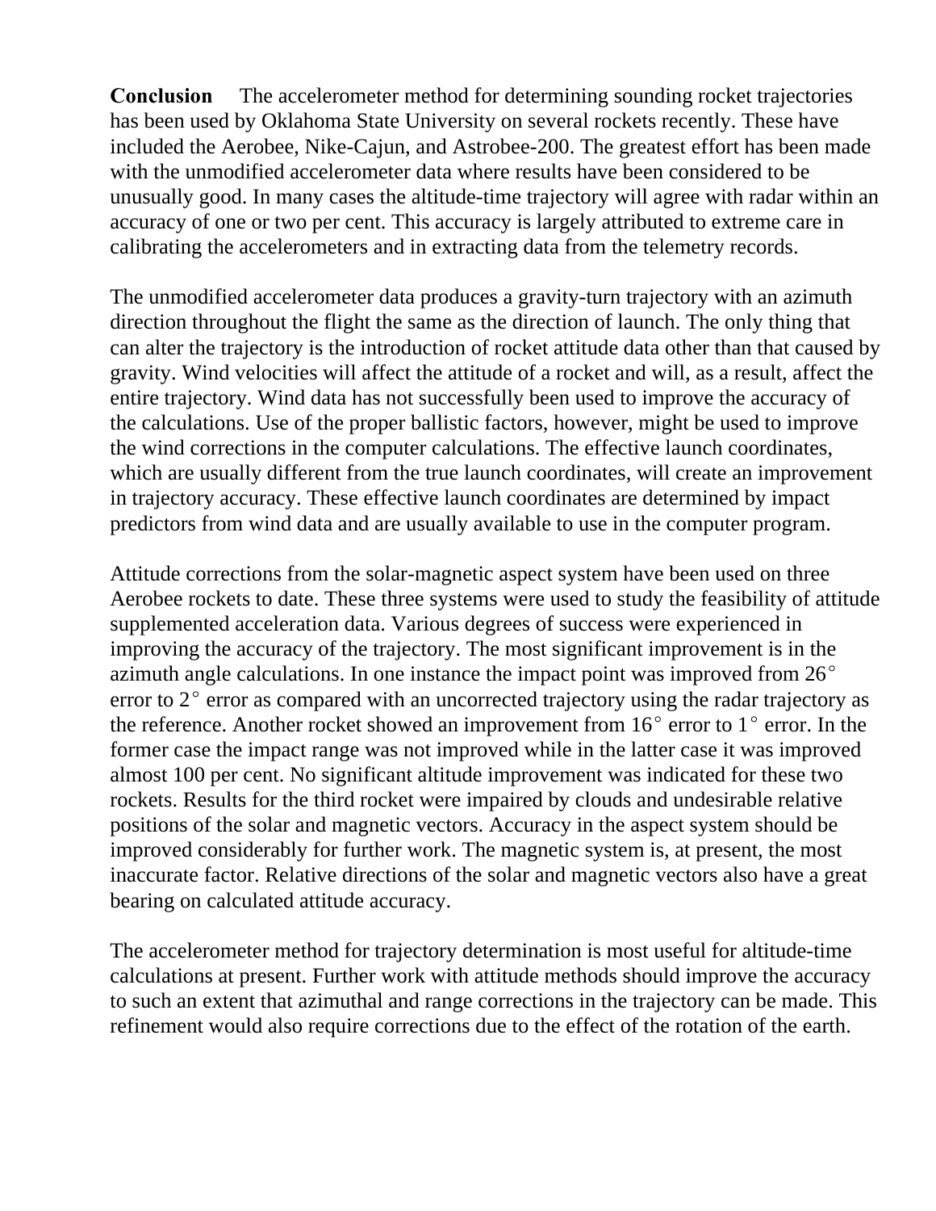**Conclusion** The accelerometer method for determining sounding rocket trajectories has been used by Oklahoma State University on several rockets recently. These have included the Aerobee, Nike-Cajun, and Astrobee-200. The greatest effort has been made with the unmodified accelerometer data where results have been considered to be unusually good. In many cases the altitude-time trajectory will agree with radar within an accuracy of one or two per cent. This accuracy is largely attributed to extreme care in calibrating the accelerometers and in extracting data from the telemetry records.

The unmodified accelerometer data produces a gravity-turn trajectory with an azimuth direction throughout the flight the same as the direction of launch. The only thing that can alter the trajectory is the introduction of rocket attitude data other than that caused by gravity. Wind velocities will affect the attitude of a rocket and will, as a result, affect the entire trajectory. Wind data has not successfully been used to improve the accuracy of the calculations. Use of the proper ballistic factors, however, might be used to improve the wind corrections in the computer calculations. The effective launch coordinates, which are usually different from the true launch coordinates, will create an improvement in trajectory accuracy. These effective launch coordinates are determined by impact predictors from wind data and are usually available to use in the computer program.

Attitude corrections from the solar-magnetic aspect system have been used on three Aerobee rockets to date. These three systems were used to study the feasibility of attitude supplemented acceleration data. Various degrees of success were experienced in improving the accuracy of the trajectory. The most significant improvement is in the azimuth angle calculations. In one instance the impact point was improved from 26$^\circ$ error to 2$^\circ$ error as compared with an uncorrected trajectory using the radar trajectory as the reference. Another rocket showed an improvement from 16$^\circ$ error to 1$^\circ$ error. In the former case the impact range was not improved while in the latter case it was improved almost 100 per cent. No significant altitude improvement was indicated for these two rockets. Results for the third rocket were impaired by clouds and undesirable relative positions of the solar and magnetic vectors. Accuracy in the aspect system should be improved considerably for further work. The magnetic system is, at present, the most inaccurate factor. Relative directions of the solar and magnetic vectors also have a great bearing on calculated attitude accuracy.

The accelerometer method for trajectory determination is most useful for altitude-time calculations at present. Further work with attitude methods should improve the accuracy to such an extent that azimuthal and range corrections in the trajectory can be made. This refinement would also require corrections due to the effect of the rotation of the earth.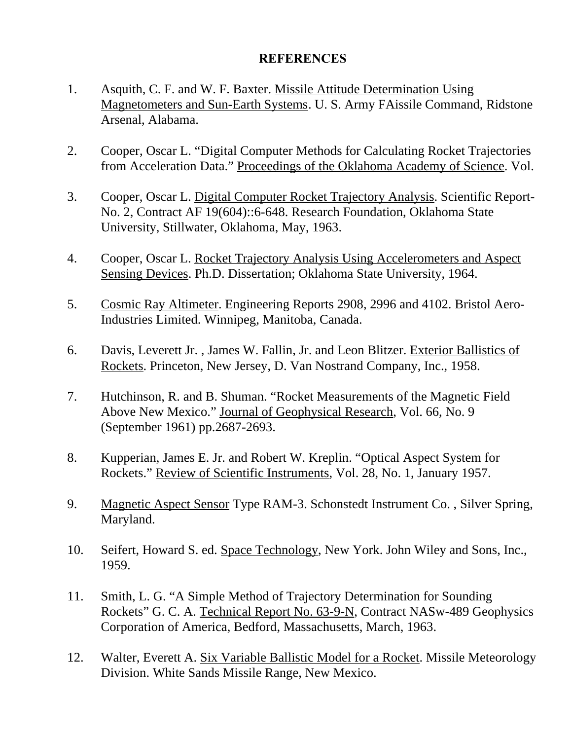# REFERENCES

1. Asquith, C. F. and W. F. Baxter. Missile Attitude Determination Using Magnetometers and Sun-Earth Systems. U. S. Army FAissile Command, Ridstone Arsenal, Alabama.

2. Cooper, Oscar L. "Digital Computer Methods for Calculating Rocket Trajectories from Acceleration Data." Proceedings of the Oklahoma Academy of Science. Vol.

3. Cooper, Oscar L. Digital Computer Rocket Trajectory Analysis. Scientific Report-No. 2, Contract AF 19(604)::6-648. Research Foundation, Oklahoma State University, Stillwater, Oklahoma, May, 1963.

4. Cooper, Oscar L. Rocket Trajectory Analysis Using Accelerometers and Aspect Sensing Devices. Ph.D. Dissertation; Oklahoma State University, 1964.

5. Cosmic Ray Altimeter. Engineering Reports 2908, 2996 and 4102. Bristol Aero-Industries Limited. Winnipeg, Manitoba, Canada.

6. Davis, Leverett Jr. , James W. Fallin, Jr. and Leon Blitzer. Exterior Ballistics of Rockets. Princeton, New Jersey, D. Van Nostrand Company, Inc., 1958.

7. Hutchinson, R. and B. Shuman. "Rocket Measurements of the Magnetic Field Above New Mexico." Journal of Geophysical Research, Vol. 66, No. 9 (September 1961) pp.2687-2693.

8. Kupperian, James E. Jr. and Robert W. Kreplin. "Optical Aspect System for Rockets." Review of Scientific Instruments, Vol. 28, No. 1, January 1957.

9. Magnetic Aspect Sensor Type RAM-3. Schonstedt Instrument Co. , Silver Spring, Maryland.

10. Seifert, Howard S. ed. Space Technology, New York. John Wiley and Sons, Inc., 1959.

11. Smith, L. G. "A Simple Method of Trajectory Determination for Sounding Rockets" G. C. A. Technical Report No. 63-9-N, Contract NASw-489 Geophysics Corporation of America, Bedford, Massachusetts, March, 1963.

12. Walter, Everett A. Six Variable Ballistic Model for a Rocket. Missile Meteorology Division. White Sands Missile Range, New Mexico.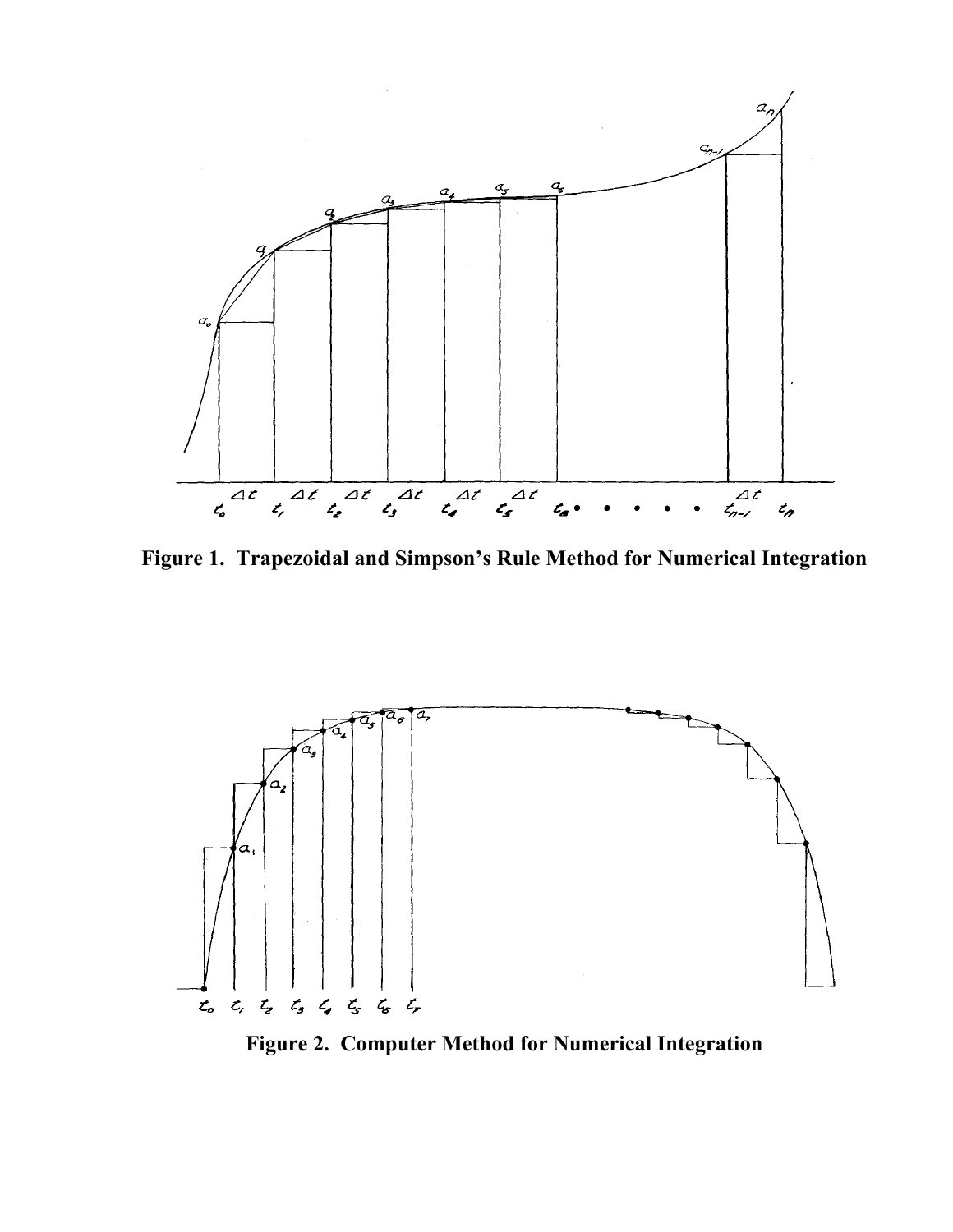Figure 1. Trapezoidal and Simpson's Rule Method for Numerical Integration

Figure 2. Computer Method for Numerical Integration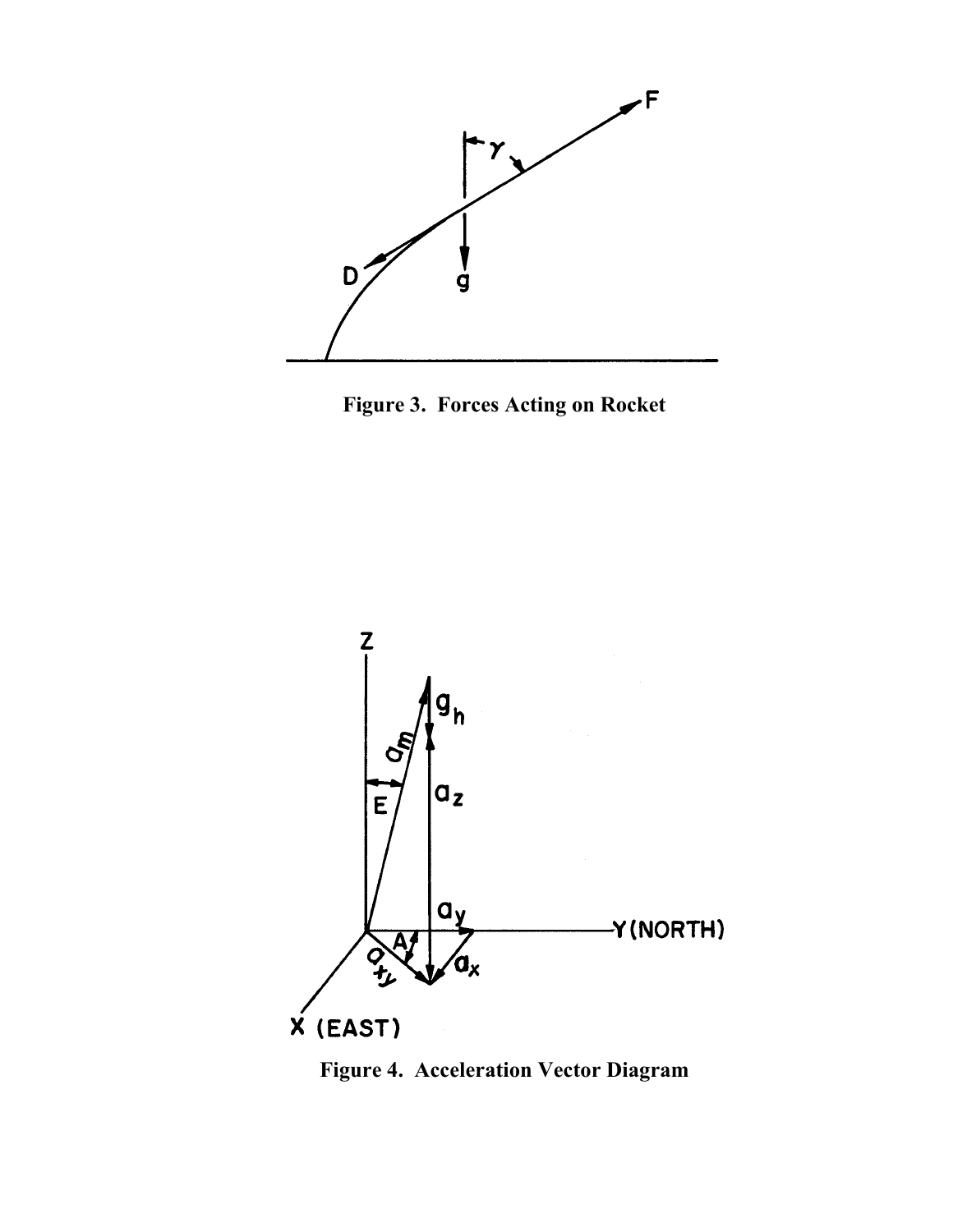**Figure 3. Forces Acting on Rocket**

**Figure 4. Acceleration Vector Diagram**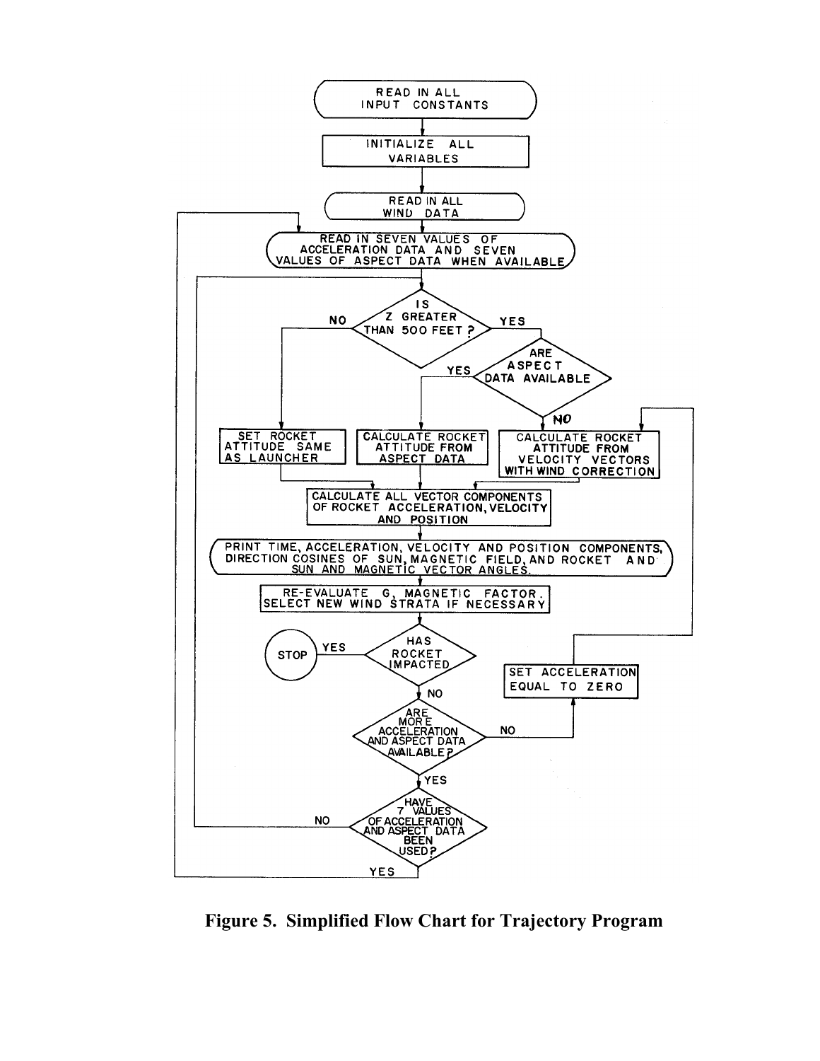- READ IN ALL INPUT CONSTANTS
- INITIALIZE ALL VARIABLES
- READ IN ALL WIND DATA
- READ IN SEVEN VALUES OF ACCELERATION DATA AND SEVEN VALUES OF ASPECT DATA WHEN AVAILABLE
- IS Z GREATER THAN 500 FEET ?
  - NO: SET ROCKET ATTITUDE SAME AS LAUNCHER
  - YES: ARE ASPECT DATA AVAILABLE
    - YES: CALCULATE ROCKET ATTITUDE FROM ASPECT DATA
    - NO: CALCULATE ROCKET ATTITUDE FROM VELOCITY VECTORS WITH WIND CORRECTION
- CALCULATE ALL VECTOR COMPONENTS OF ROCKET ACCELERATION, VELOCITY AND POSITION
- PRINT TIME, ACCELERATION, VELOCITY AND POSITION COMPONENTS, DIRECTION COSINES OF SUN, MAGNETIC FIELD, AND ROCKET AND SUN AND MAGNETIC VECTOR ANGLES.
- RE-EVALUATE G, MAGNETIC FACTOR. SELECT NEW WIND STRATA IF NECESSARY
- HAS ROCKET IMPACTED
  - YES: STOP
  - NO: ARE MORE ACCELERATION AND ASPECT DATA AVAILABLE?
    - NO: SET ACCELERATION EQUAL TO ZERO (return to CALCULATE ROCKET ATTITUDE FROM VELOCITY VECTORS WITH WIND CORRECTION)
    - YES: HAVE 7 VALUES OF ACCELERATION AND ASPECT DATA BEEN USED?
      - NO: return to IS Z GREATER THAN 500 FEET ?
      - YES: return to READ IN SEVEN VALUES OF ACCELERATION DATA AND SEVEN VALUES OF ASPECT DATA WHEN AVAILABLE

**Figure 5. Simplified Flow Chart for Trajectory Program**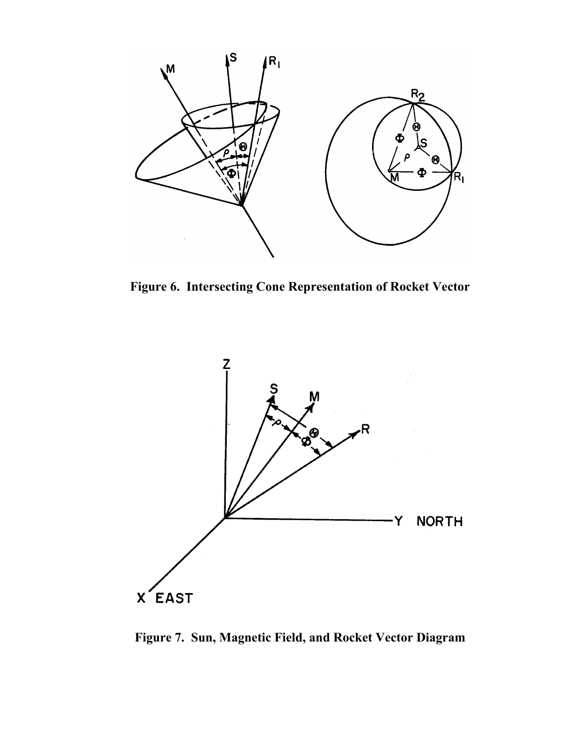**Figure 6. Intersecting Cone Representation of Rocket Vector**

**Figure 7. Sun, Magnetic Field, and Rocket Vector Diagram**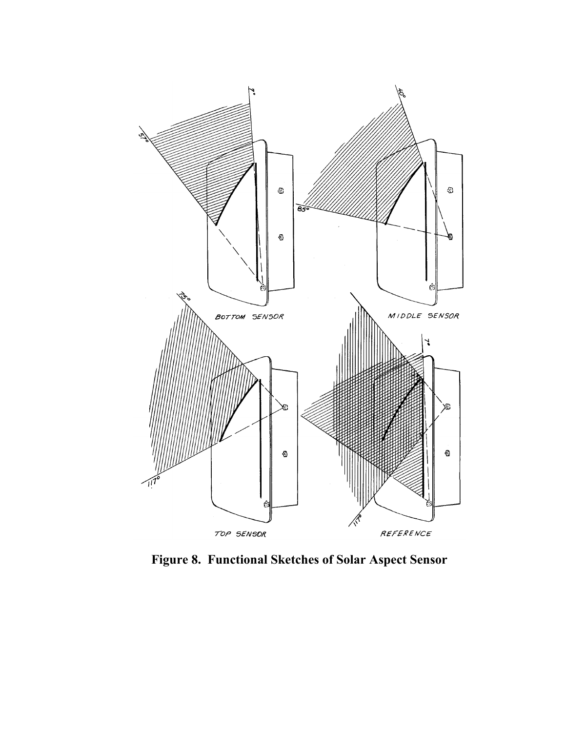**Figure 8. Functional Sketches of Solar Aspect Sensor**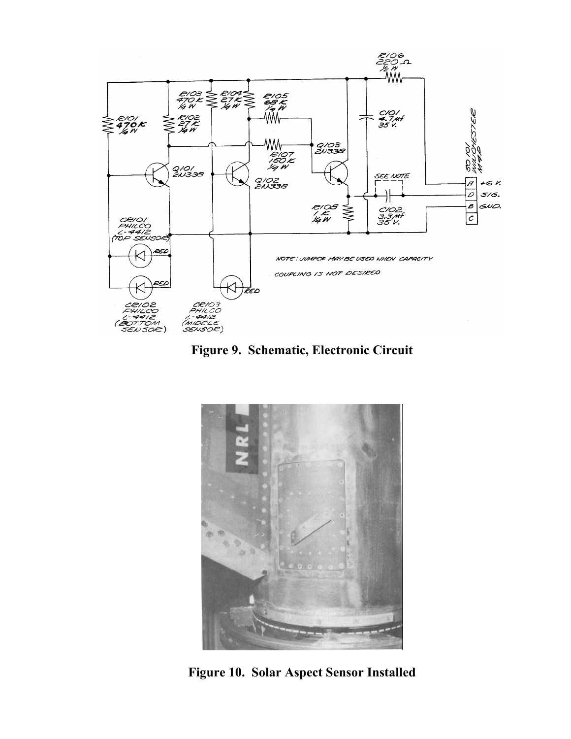Figure 9. Schematic, Electronic Circuit

Figure 10. Solar Aspect Sensor Installed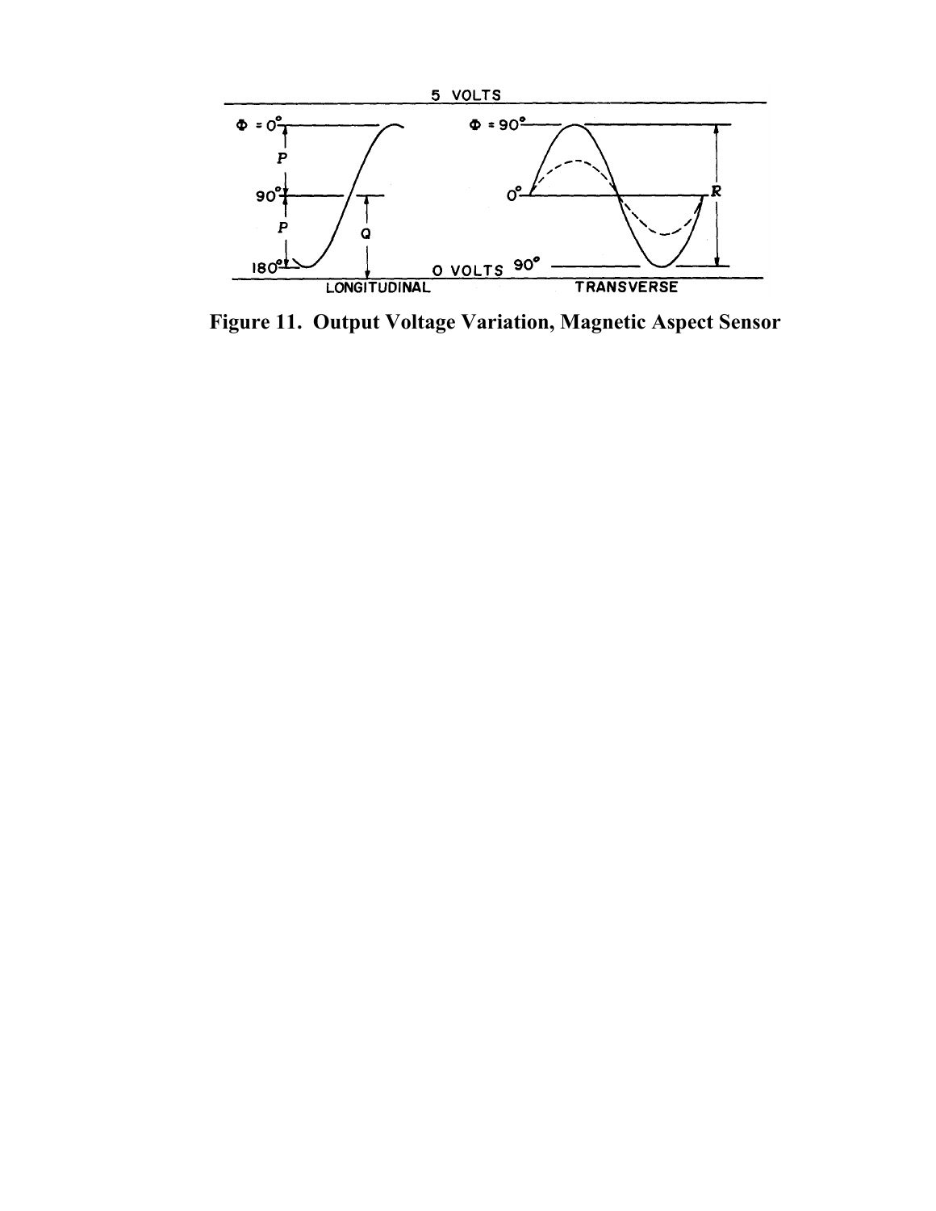5 VOLTS

Φ = 0°

P

90°

P

Q

180°

0 VOLTS

LONGITUDINAL

Φ = 90°

0°

R

90°

TRANSVERSE

**Figure 11. Output Voltage Variation, Magnetic Aspect Sensor**